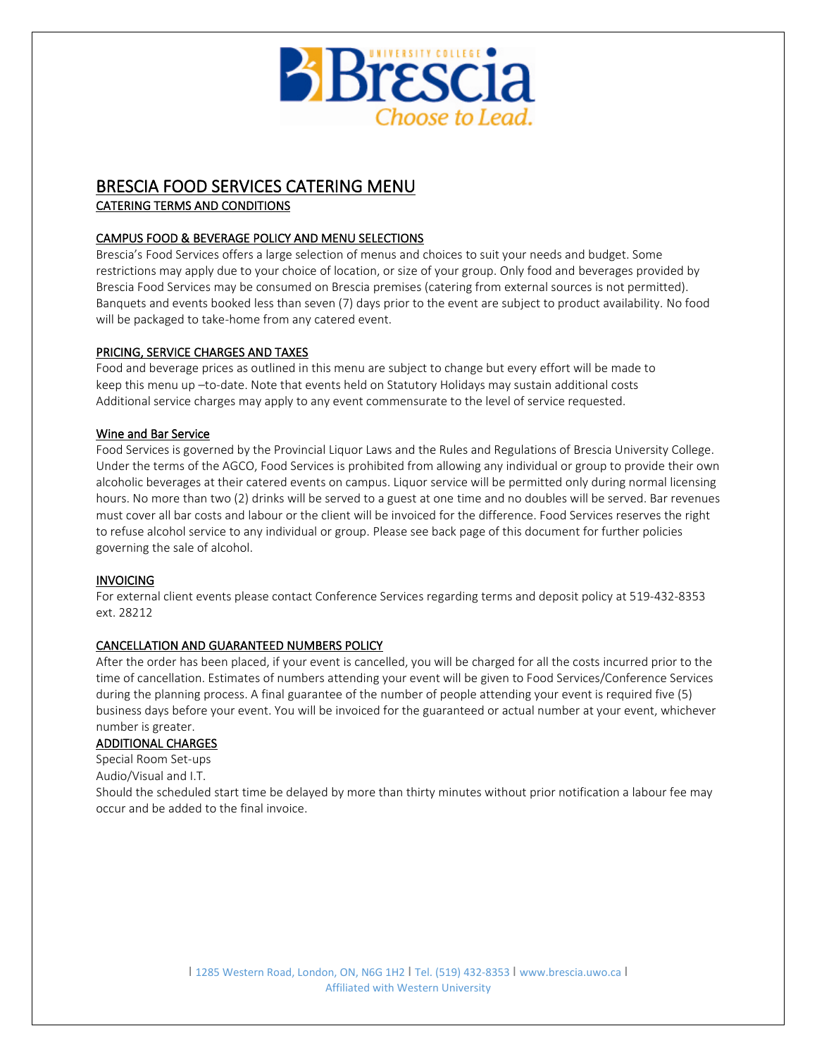# BRESCIA FOOD SERVICES CATERING MENU

## CATERING TERMS AND CONDITIONS

### CAMPUS FOOD & BEVERAGE POLICY AND MENU SELECTIONS

Brescia's Food Services offers a large selection of menus and choices to suit your needs and budget. Some restrictions may apply due to your choice of location, or size of your group. Only food and beverages provided by Brescia Food Services may be consumed on Brescia premises (catering from external sources is not permitted). Banquets and events booked less than seven (7) days prior to the event are subject to product availability. No food will be packaged to take-home from any catered event.

### PRICING, SERVICE CHARGES AND TAXES

Food and beverage prices as outlined in this menu are subject to change but every effort will be made to keep this menu up –to-date. Note that events held on Statutory Holidays may sustain additional costs Additional service charges may apply to any event commensurate to the level of service requested.

### Wine and Bar Service

Food Services is governed by the Provincial Liquor Laws and the Rules and Regulations of Brescia University College. Under the terms of the AGCO, Food Services is prohibited from allowing any individual or group to provide their own alcoholic beverages at their catered events on campus. Liquor service will be permitted only during normal licensing hours. No more than two (2) drinks will be served to a guest at one time and no doubles will be served. Bar revenues must cover all bar costs and labour or the client will be invoiced for the difference. Food Services reserves the right to refuse alcohol service to any individual or group. Please see back page of this document for further policies governing the sale of alcohol.

### INVOICING

For external client events please contact Conference Services regarding terms and deposit policy at 519-432-8353 ext. 28212

### CANCELLATION AND GUARANTEED NUMBERS POLICY

After the order has been placed, if your event is cancelled, you will be charged for all the costs incurred prior to the time of cancellation. Estimates of numbers attending your event will be given to Food Services/Conference Services during the planning process. A final guarantee of the number of people attending your event is required five (5) business days before your event. You will be invoiced for the guaranteed or actual number at your event, whichever number is greater.

### ADDITIONAL CHARGES

Special Room Set-ups

Audio/Visual and I.T.

Should the scheduled start time be delayed by more than thirty minutes without prior notification a labour fee may occur and be added to the final invoice.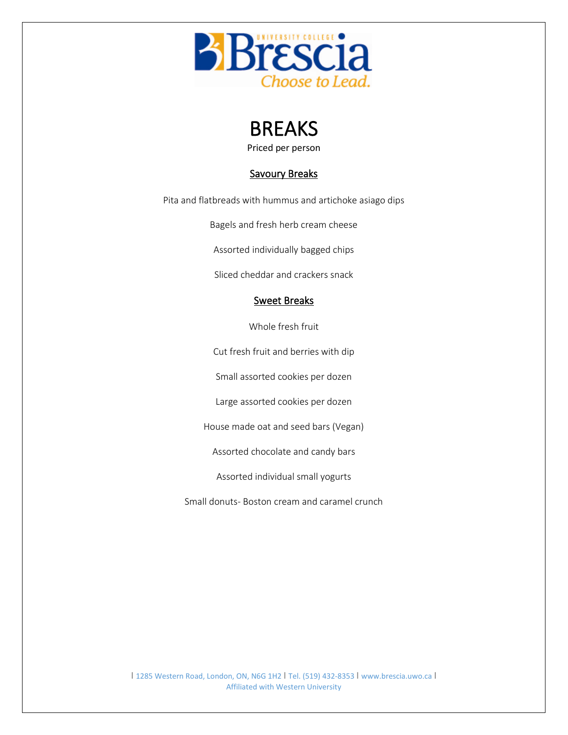# BREAKS

Priced per person

## Savoury Breaks

Pita and flatbreads with hummus and artichoke asiago dips

Bagels and fresh herb cream cheese

Assorted individually bagged chips

Sliced cheddar and crackers snack

## Sweet Breaks

Whole fresh fruit

Cut fresh fruit and berries with dip

Small assorted cookies per dozen

Large assorted cookies per dozen

House made oat and seed bars (Vegan)

Assorted chocolate and candy bars

Assorted individual small yogurts

Small donuts- Boston cream and caramel crunch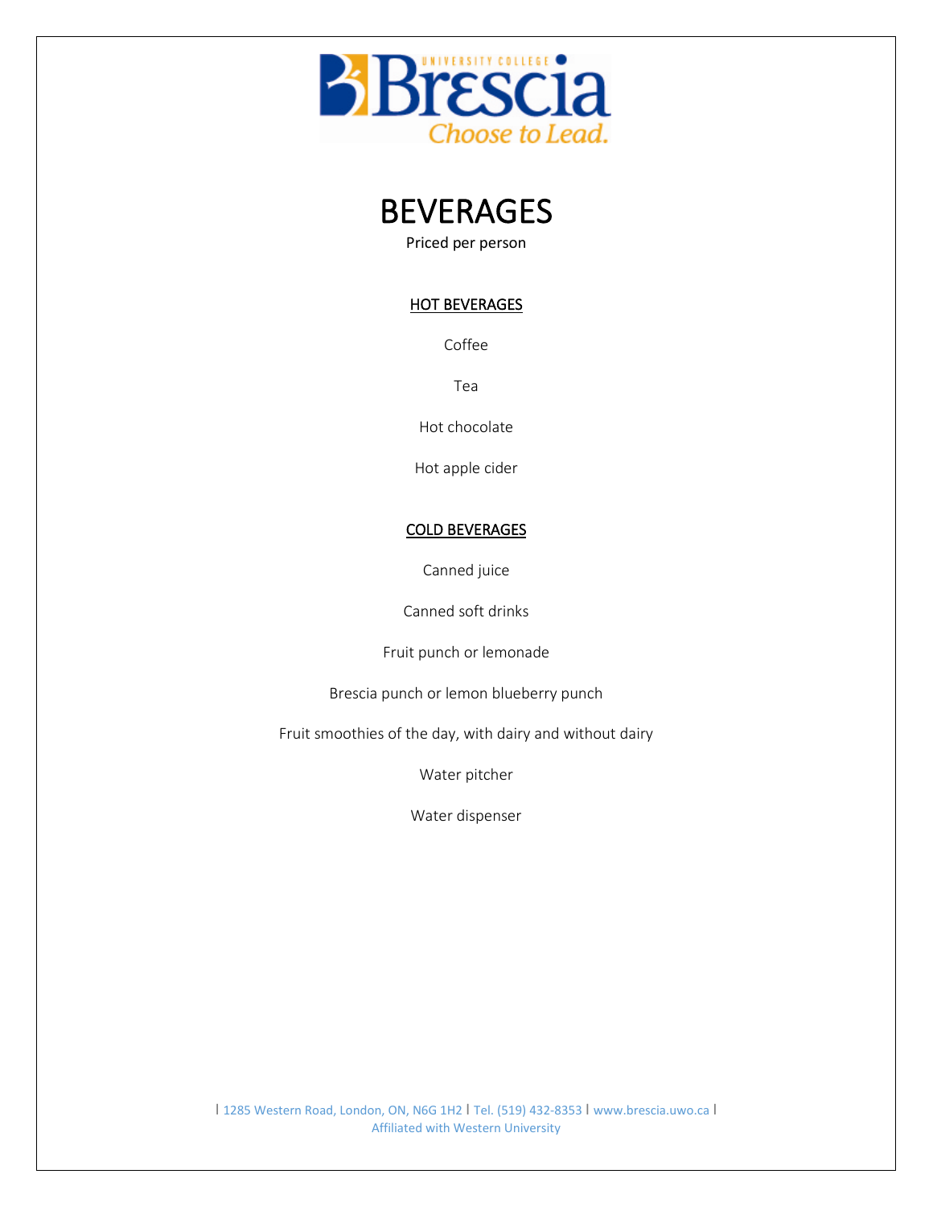# BEVERAGES

Priced per person

## HOT BEVERAGES

Coffee

Tea

Hot chocolate

Hot apple cider

## COLD BEVERAGES

Canned juice

Canned soft drinks

Fruit punch or lemonade

Brescia punch or lemon blueberry punch

Fruit smoothies of the day, with dairy and without dairy

Water pitcher

Water dispenser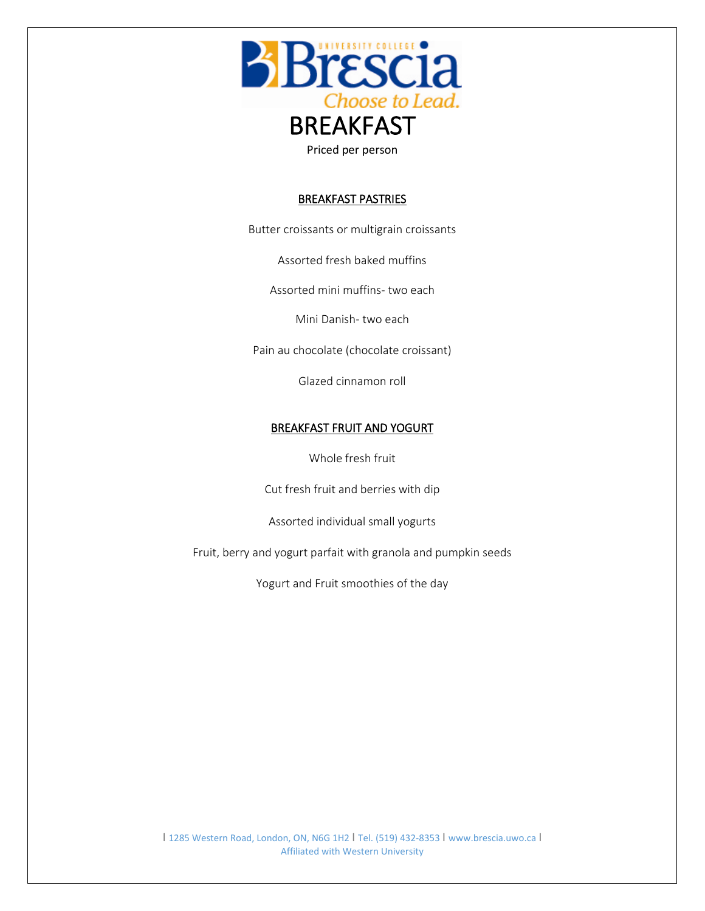# BREAKFAST

Priced per person

## BREAKFAST PASTRIES

Butter croissants or multigrain croissants

Assorted fresh baked muffins

Assorted mini muffins- two each

Mini Danish- two each

Pain au chocolate (chocolate croissant)

Glazed cinnamon roll

## BREAKFAST FRUIT AND YOGURT

Whole fresh fruit

Cut fresh fruit and berries with dip

Assorted individual small yogurts

Fruit, berry and yogurt parfait with granola and pumpkin seeds

Yogurt and Fruit smoothies of the day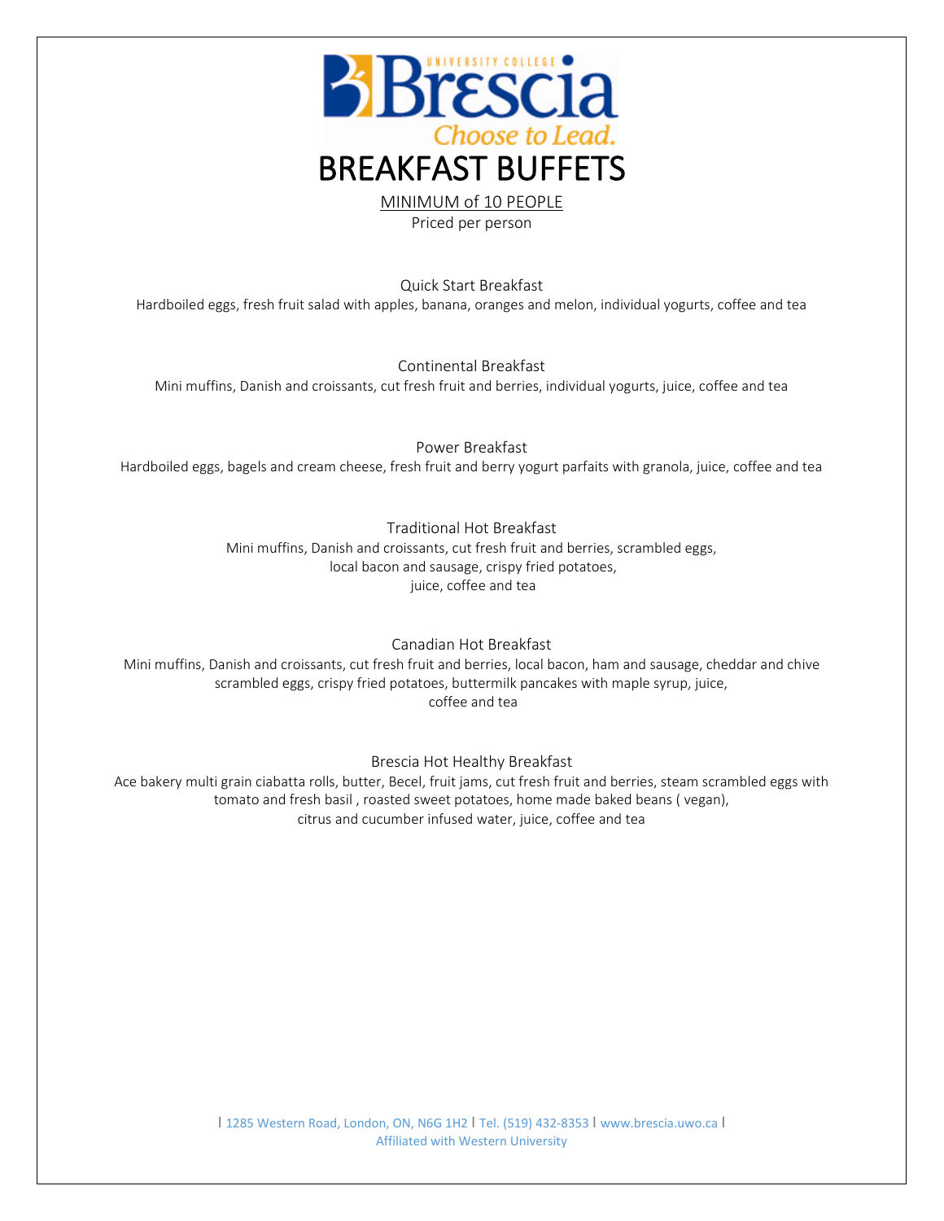# BREAKFAST BUFFETS

MINIMUM of 10 PEOPLE
Priced per person

### Quick Start Breakfast

Hardboiled eggs, fresh fruit salad with apples, banana, oranges and melon, individual yogurts, coffee and tea

### Continental Breakfast

Mini muffins, Danish and croissants, cut fresh fruit and berries, individual yogurts, juice, coffee and tea

### Power Breakfast

Hardboiled eggs, bagels and cream cheese, fresh fruit and berry yogurt parfaits with granola, juice, coffee and tea

### Traditional Hot Breakfast

Mini muffins, Danish and croissants, cut fresh fruit and berries, scrambled eggs, local bacon and sausage, crispy fried potatoes, juice, coffee and tea

### Canadian Hot Breakfast

Mini muffins, Danish and croissants, cut fresh fruit and berries, local bacon, ham and sausage, cheddar and chive scrambled eggs, crispy fried potatoes, buttermilk pancakes with maple syrup, juice, coffee and tea

### Brescia Hot Healthy Breakfast

Ace bakery multi grain ciabatta rolls, butter, Becel, fruit jams, cut fresh fruit and berries, steam scrambled eggs with tomato and fresh basil , roasted sweet potatoes, home made baked beans ( vegan), citrus and cucumber infused water, juice, coffee and tea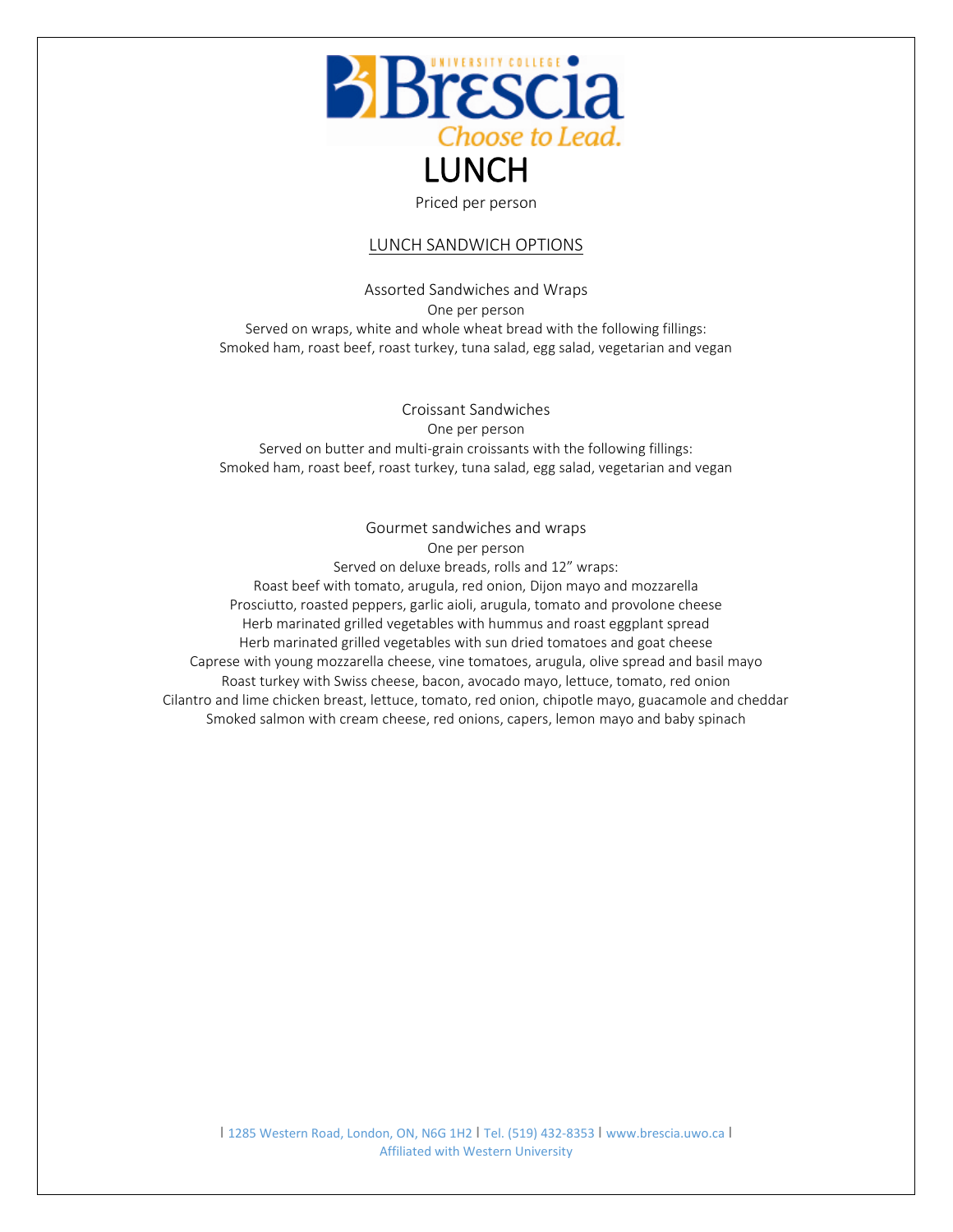# LUNCH

Priced per person

## LUNCH SANDWICH OPTIONS

### Assorted Sandwiches and Wraps

One per person

Served on wraps, white and whole wheat bread with the following fillings:
Smoked ham, roast beef, roast turkey, tuna salad, egg salad, vegetarian and vegan

### Croissant Sandwiches

One per person

Served on butter and multi-grain croissants with the following fillings:
Smoked ham, roast beef, roast turkey, tuna salad, egg salad, vegetarian and vegan

### Gourmet sandwiches and wraps

One per person

Served on deluxe breads, rolls and 12" wraps:
Roast beef with tomato, arugula, red onion, Dijon mayo and mozzarella
Prosciutto, roasted peppers, garlic aioli, arugula, tomato and provolone cheese
Herb marinated grilled vegetables with hummus and roast eggplant spread
Herb marinated grilled vegetables with sun dried tomatoes and goat cheese
Caprese with young mozzarella cheese, vine tomatoes, arugula, olive spread and basil mayo
Roast turkey with Swiss cheese, bacon, avocado mayo, lettuce, tomato, red onion
Cilantro and lime chicken breast, lettuce, tomato, red onion, chipotle mayo, guacamole and cheddar
Smoked salmon with cream cheese, red onions, capers, lemon mayo and baby spinach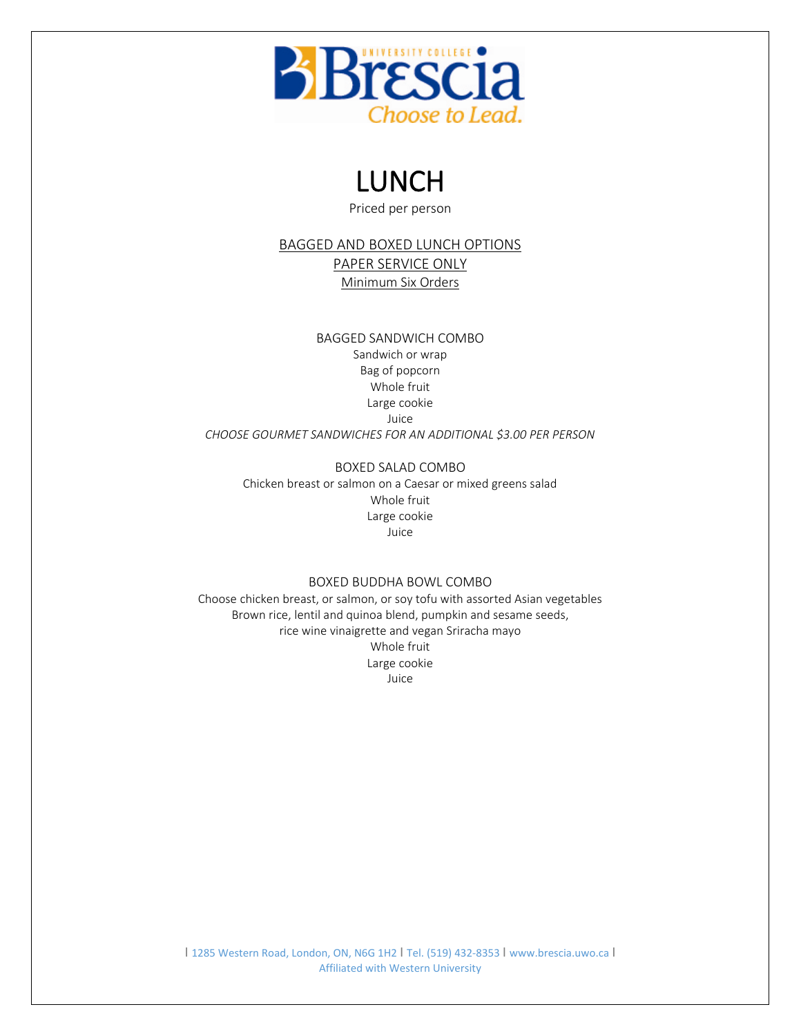# LUNCH

Priced per person

## BAGGED AND BOXED LUNCH OPTIONS

PAPER SERVICE ONLY

Minimum Six Orders

### BAGGED SANDWICH COMBO

Sandwich or wrap
Bag of popcorn
Whole fruit
Large cookie
Juice

*CHOOSE GOURMET SANDWICHES FOR AN ADDITIONAL $3.00 PER PERSON*

### BOXED SALAD COMBO

Chicken breast or salmon on a Caesar or mixed greens salad
Whole fruit
Large cookie
Juice

### BOXED BUDDHA BOWL COMBO

Choose chicken breast, or salmon, or soy tofu with assorted Asian vegetables
Brown rice, lentil and quinoa blend, pumpkin and sesame seeds,
rice wine vinaigrette and vegan Sriracha mayo
Whole fruit
Large cookie
Juice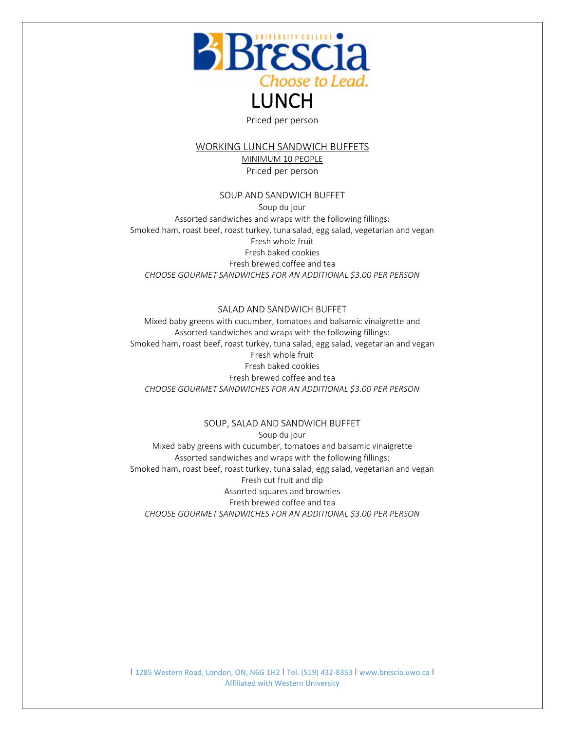# LUNCH

Priced per person

## WORKING LUNCH SANDWICH BUFFETS

MINIMUM 10 PEOPLE

Priced per person

### SOUP AND SANDWICH BUFFET

Soup du jour

Assorted sandwiches and wraps with the following fillings:

Smoked ham, roast beef, roast turkey, tuna salad, egg salad, vegetarian and vegan

Fresh whole fruit

Fresh baked cookies

Fresh brewed coffee and tea

*CHOOSE GOURMET SANDWICHES FOR AN ADDITIONAL $3.00 PER PERSON*

### SALAD AND SANDWICH BUFFET

Mixed baby greens with cucumber, tomatoes and balsamic vinaigrette and

Assorted sandwiches and wraps with the following fillings:

Smoked ham, roast beef, roast turkey, tuna salad, egg salad, vegetarian and vegan

Fresh whole fruit

Fresh baked cookies

Fresh brewed coffee and tea

*CHOOSE GOURMET SANDWICHES FOR AN ADDITIONAL $3.00 PER PERSON*

### SOUP, SALAD AND SANDWICH BUFFET

Soup du jour

Mixed baby greens with cucumber, tomatoes and balsamic vinaigrette

Assorted sandwiches and wraps with the following fillings:

Smoked ham, roast beef, roast turkey, tuna salad, egg salad, vegetarian and vegan

Fresh cut fruit and dip

Assorted squares and brownies

Fresh brewed coffee and tea

*CHOOSE GOURMET SANDWICHES FOR AN ADDITIONAL $3.00 PER PERSON*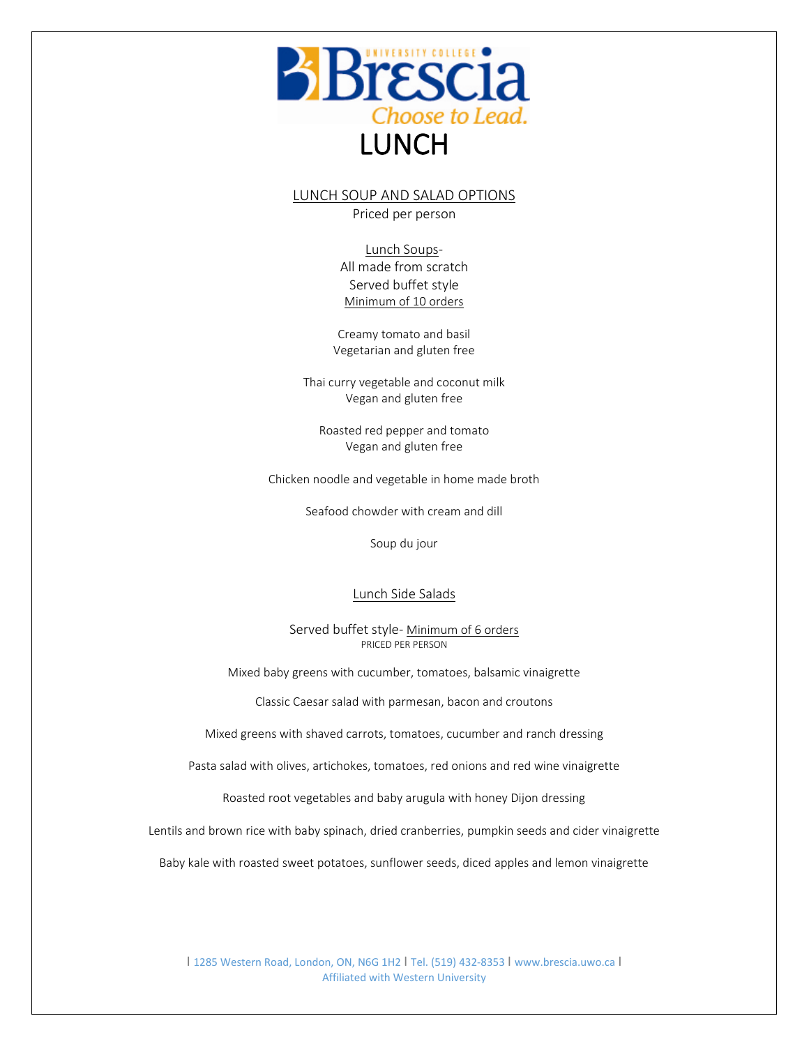# LUNCH

## LUNCH SOUP AND SALAD OPTIONS

Priced per person

### Lunch Soups-

All made from scratch
Served buffet style
Minimum of 10 orders

Creamy tomato and basil
Vegetarian and gluten free

Thai curry vegetable and coconut milk
Vegan and gluten free

Roasted red pepper and tomato
Vegan and gluten free

Chicken noodle and vegetable in home made broth

Seafood chowder with cream and dill

Soup du jour

### Lunch Side Salads

Served buffet style- Minimum of 6 orders
PRICED PER PERSON

Mixed baby greens with cucumber, tomatoes, balsamic vinaigrette

Classic Caesar salad with parmesan, bacon and croutons

Mixed greens with shaved carrots, tomatoes, cucumber and ranch dressing

Pasta salad with olives, artichokes, tomatoes, red onions and red wine vinaigrette

Roasted root vegetables and baby arugula with honey Dijon dressing

Lentils and brown rice with baby spinach, dried cranberries, pumpkin seeds and cider vinaigrette

Baby kale with roasted sweet potatoes, sunflower seeds, diced apples and lemon vinaigrette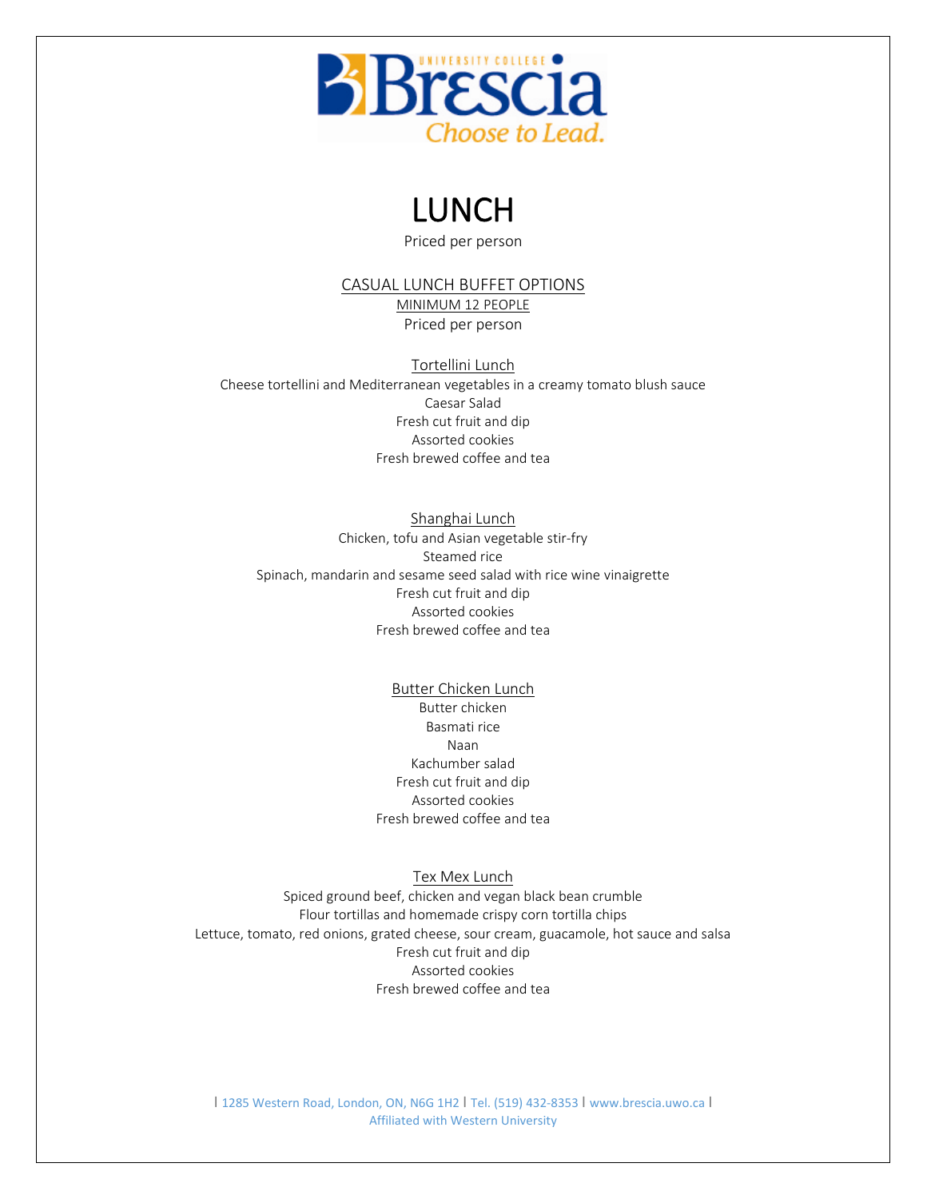# LUNCH

Priced per person

## CASUAL LUNCH BUFFET OPTIONS

MINIMUM 12 PEOPLE

Priced per person

### Tortellini Lunch

Cheese tortellini and Mediterranean vegetables in a creamy tomato blush sauce
Caesar Salad
Fresh cut fruit and dip
Assorted cookies
Fresh brewed coffee and tea

### Shanghai Lunch

Chicken, tofu and Asian vegetable stir-fry
Steamed rice
Spinach, mandarin and sesame seed salad with rice wine vinaigrette
Fresh cut fruit and dip
Assorted cookies
Fresh brewed coffee and tea

### Butter Chicken Lunch

Butter chicken
Basmati rice
Naan
Kachumber salad
Fresh cut fruit and dip
Assorted cookies
Fresh brewed coffee and tea

### Tex Mex Lunch

Spiced ground beef, chicken and vegan black bean crumble
Flour tortillas and homemade crispy corn tortilla chips
Lettuce, tomato, red onions, grated cheese, sour cream, guacamole, hot sauce and salsa
Fresh cut fruit and dip
Assorted cookies
Fresh brewed coffee and tea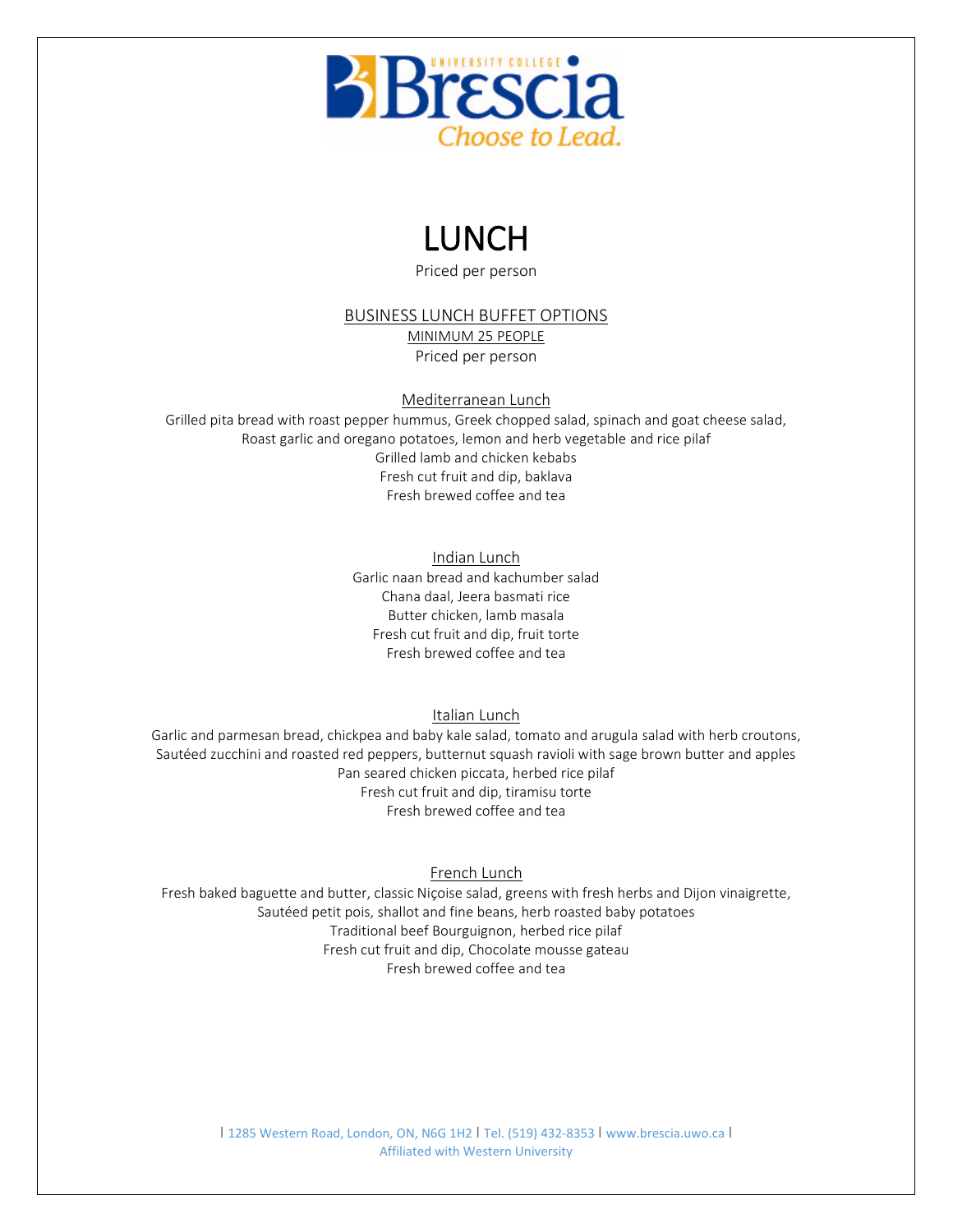# LUNCH

Priced per person

## BUSINESS LUNCH BUFFET OPTIONS

MINIMUM 25 PEOPLE

Priced per person

### Mediterranean Lunch

Grilled pita bread with roast pepper hummus, Greek chopped salad, spinach and goat cheese salad,
Roast garlic and oregano potatoes, lemon and herb vegetable and rice pilaf
Grilled lamb and chicken kebabs
Fresh cut fruit and dip, baklava
Fresh brewed coffee and tea

### Indian Lunch

Garlic naan bread and kachumber salad
Chana daal, Jeera basmati rice
Butter chicken, lamb masala
Fresh cut fruit and dip, fruit torte
Fresh brewed coffee and tea

### Italian Lunch

Garlic and parmesan bread, chickpea and baby kale salad, tomato and arugula salad with herb croutons,
Sautéed zucchini and roasted red peppers, butternut squash ravioli with sage brown butter and apples
Pan seared chicken piccata, herbed rice pilaf
Fresh cut fruit and dip, tiramisu torte
Fresh brewed coffee and tea

### French Lunch

Fresh baked baguette and butter, classic Niçoise salad, greens with fresh herbs and Dijon vinaigrette,
Sautéed petit pois, shallot and fine beans, herb roasted baby potatoes
Traditional beef Bourguignon, herbed rice pilaf
Fresh cut fruit and dip, Chocolate mousse gateau
Fresh brewed coffee and tea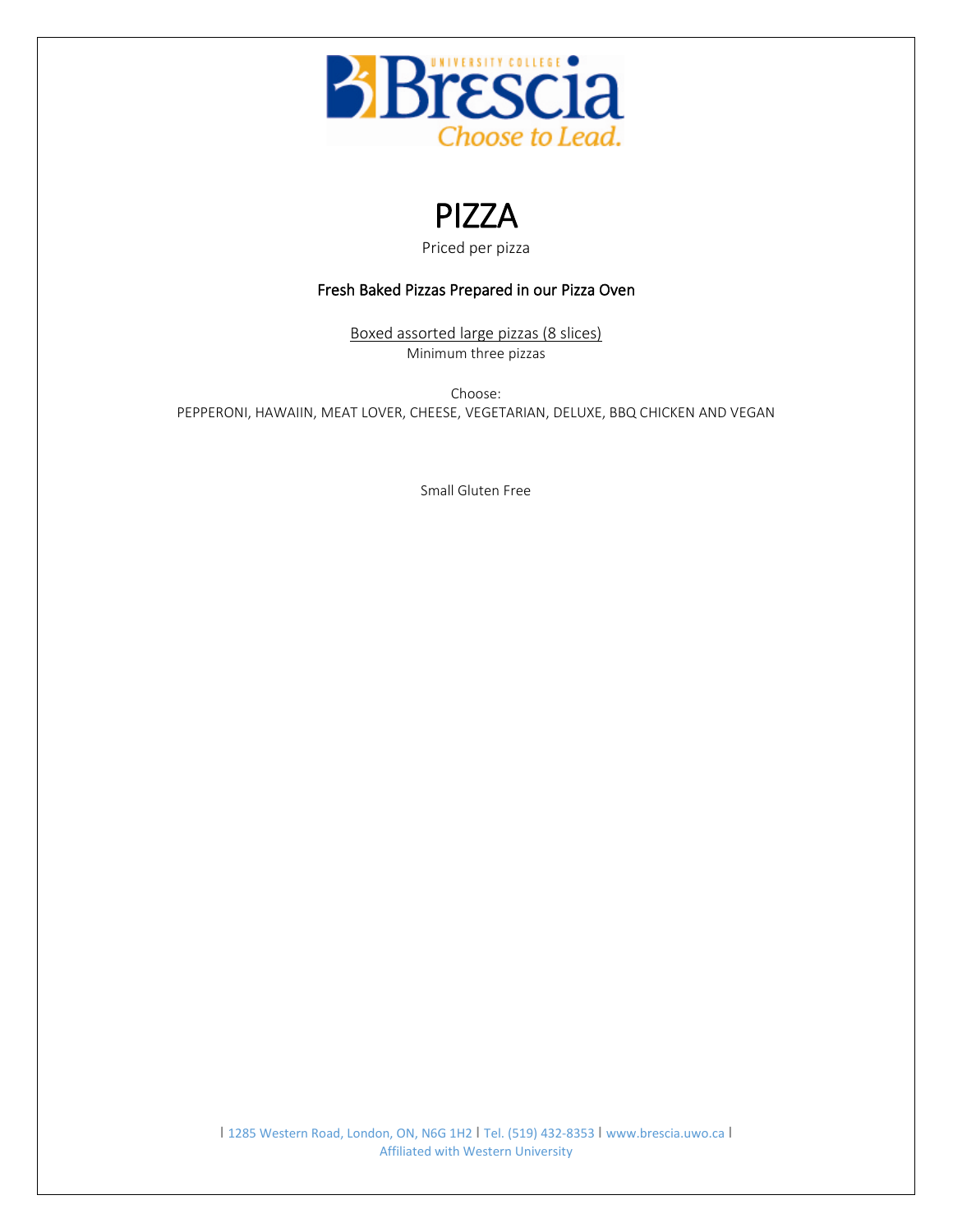# PIZZA

Priced per pizza

Fresh Baked Pizzas Prepared in our Pizza Oven

Boxed assorted large pizzas (8 slices)

Minimum three pizzas

Choose:

PEPPERONI, HAWAIIN, MEAT LOVER, CHEESE, VEGETARIAN, DELUXE, BBQ CHICKEN AND VEGAN

Small Gluten Free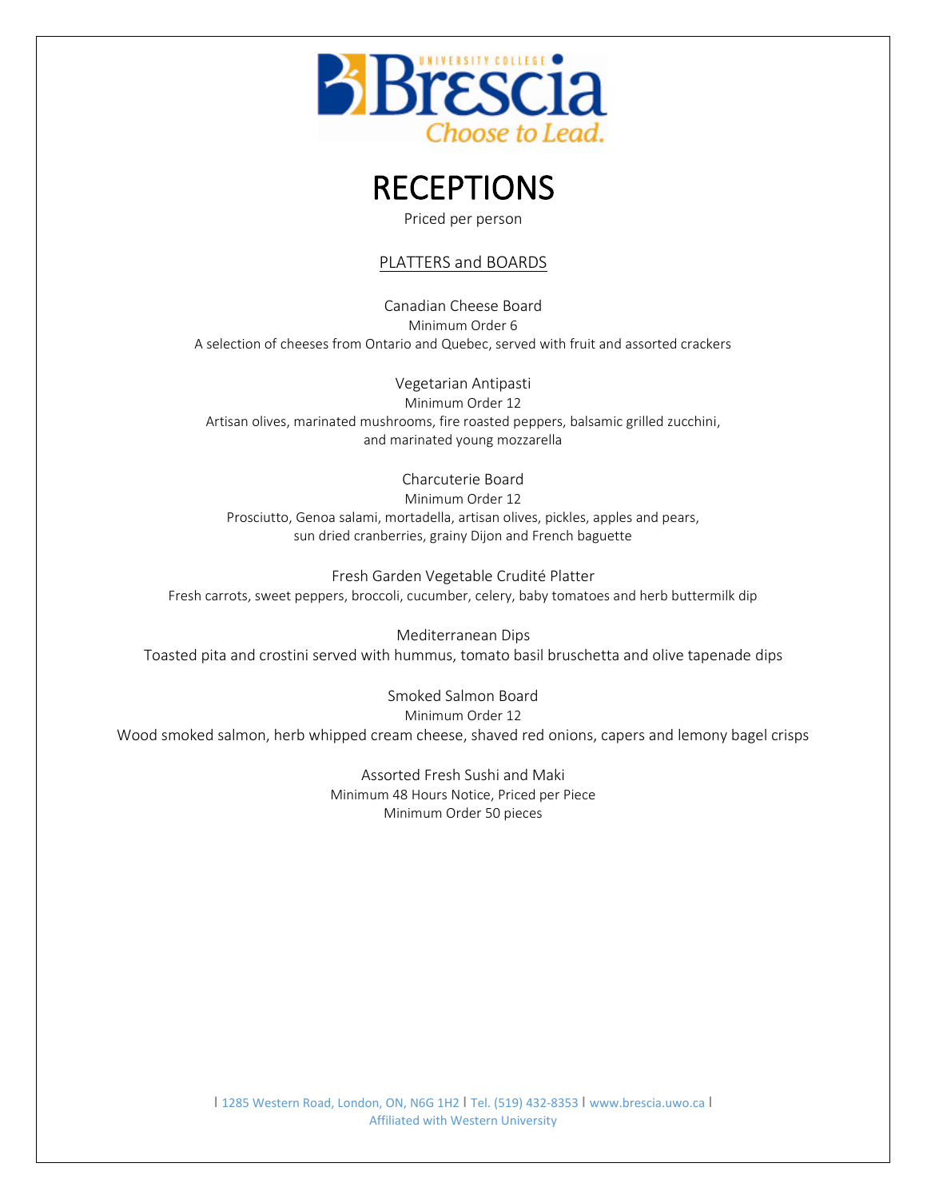# RECEPTIONS

Priced per person

## PLATTERS and BOARDS

### Canadian Cheese Board

Minimum Order 6

A selection of cheeses from Ontario and Quebec, served with fruit and assorted crackers

### Vegetarian Antipasti

Minimum Order 12

Artisan olives, marinated mushrooms, fire roasted peppers, balsamic grilled zucchini, and marinated young mozzarella

### Charcuterie Board

Minimum Order 12

Prosciutto, Genoa salami, mortadella, artisan olives, pickles, apples and pears, sun dried cranberries, grainy Dijon and French baguette

### Fresh Garden Vegetable Crudité Platter

Fresh carrots, sweet peppers, broccoli, cucumber, celery, baby tomatoes and herb buttermilk dip

### Mediterranean Dips

Toasted pita and crostini served with hummus, tomato basil bruschetta and olive tapenade dips

### Smoked Salmon Board

Minimum Order 12

Wood smoked salmon, herb whipped cream cheese, shaved red onions, capers and lemony bagel crisps

### Assorted Fresh Sushi and Maki

Minimum 48 Hours Notice, Priced per Piece

Minimum Order 50 pieces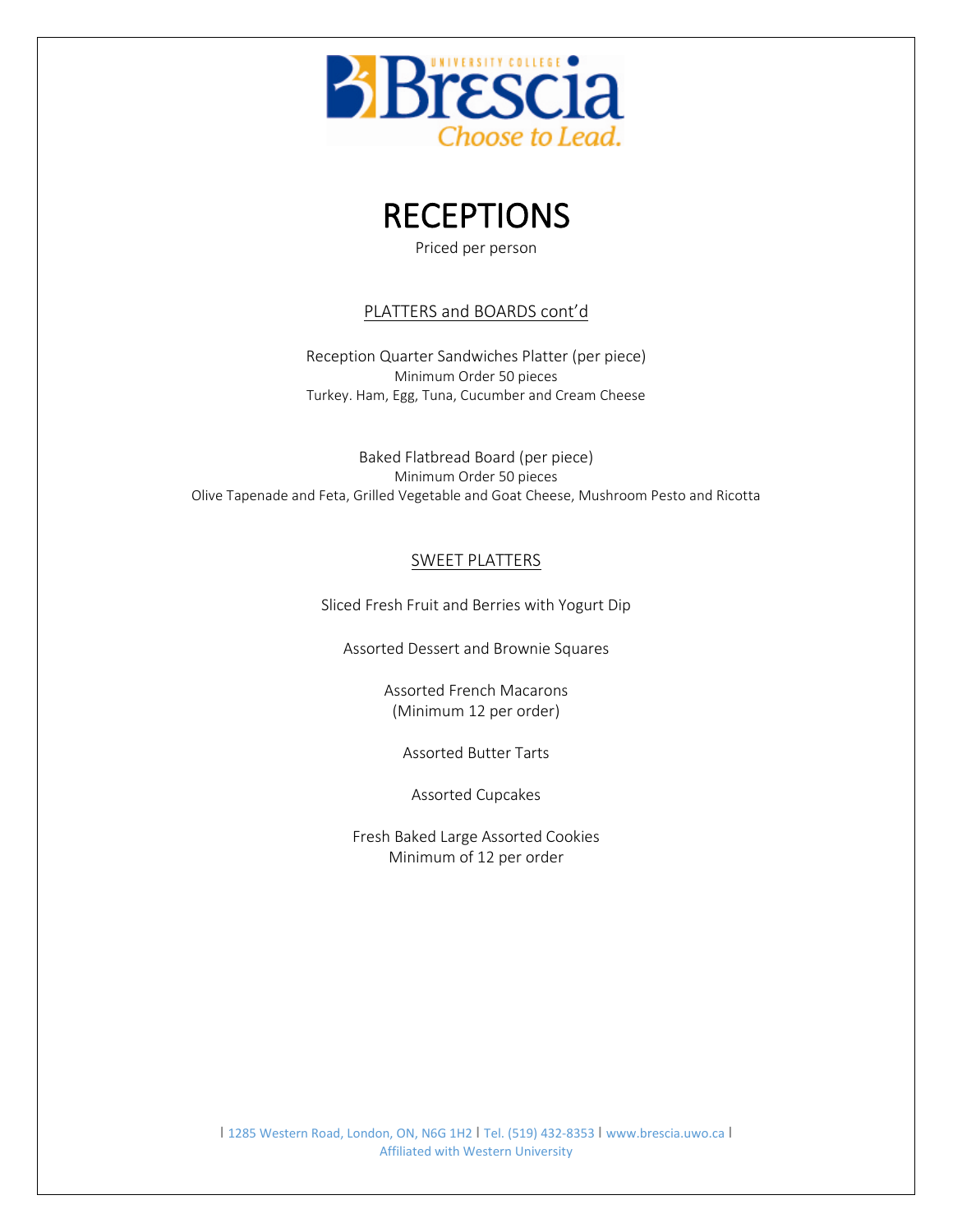# RECEPTIONS

Priced per person

## PLATTERS and BOARDS cont'd

Reception Quarter Sandwiches Platter (per piece)
Minimum Order 50 pieces
Turkey. Ham, Egg, Tuna, Cucumber and Cream Cheese

Baked Flatbread Board (per piece)
Minimum Order 50 pieces
Olive Tapenade and Feta, Grilled Vegetable and Goat Cheese, Mushroom Pesto and Ricotta

## SWEET PLATTERS

Sliced Fresh Fruit and Berries with Yogurt Dip

Assorted Dessert and Brownie Squares

Assorted French Macarons
(Minimum 12 per order)

Assorted Butter Tarts

Assorted Cupcakes

Fresh Baked Large Assorted Cookies
Minimum of 12 per order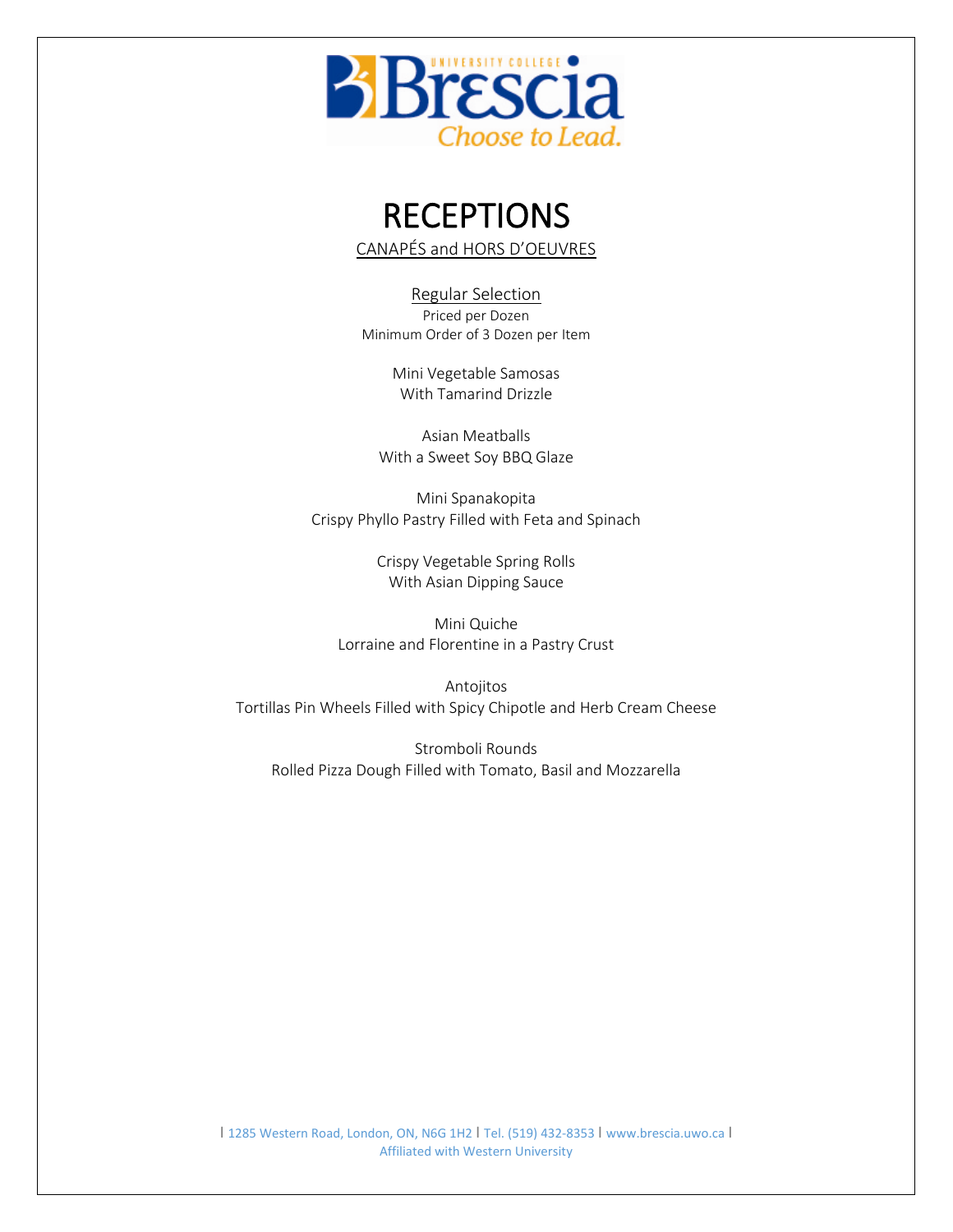# RECEPTIONS

## CANAPÉS and HORS D'OEUVRES

### Regular Selection

Priced per Dozen
Minimum Order of 3 Dozen per Item

Mini Vegetable Samosas
With Tamarind Drizzle

Asian Meatballs
With a Sweet Soy BBQ Glaze

Mini Spanakopita
Crispy Phyllo Pastry Filled with Feta and Spinach

Crispy Vegetable Spring Rolls
With Asian Dipping Sauce

Mini Quiche
Lorraine and Florentine in a Pastry Crust

Antojitos
Tortillas Pin Wheels Filled with Spicy Chipotle and Herb Cream Cheese

Stromboli Rounds
Rolled Pizza Dough Filled with Tomato, Basil and Mozzarella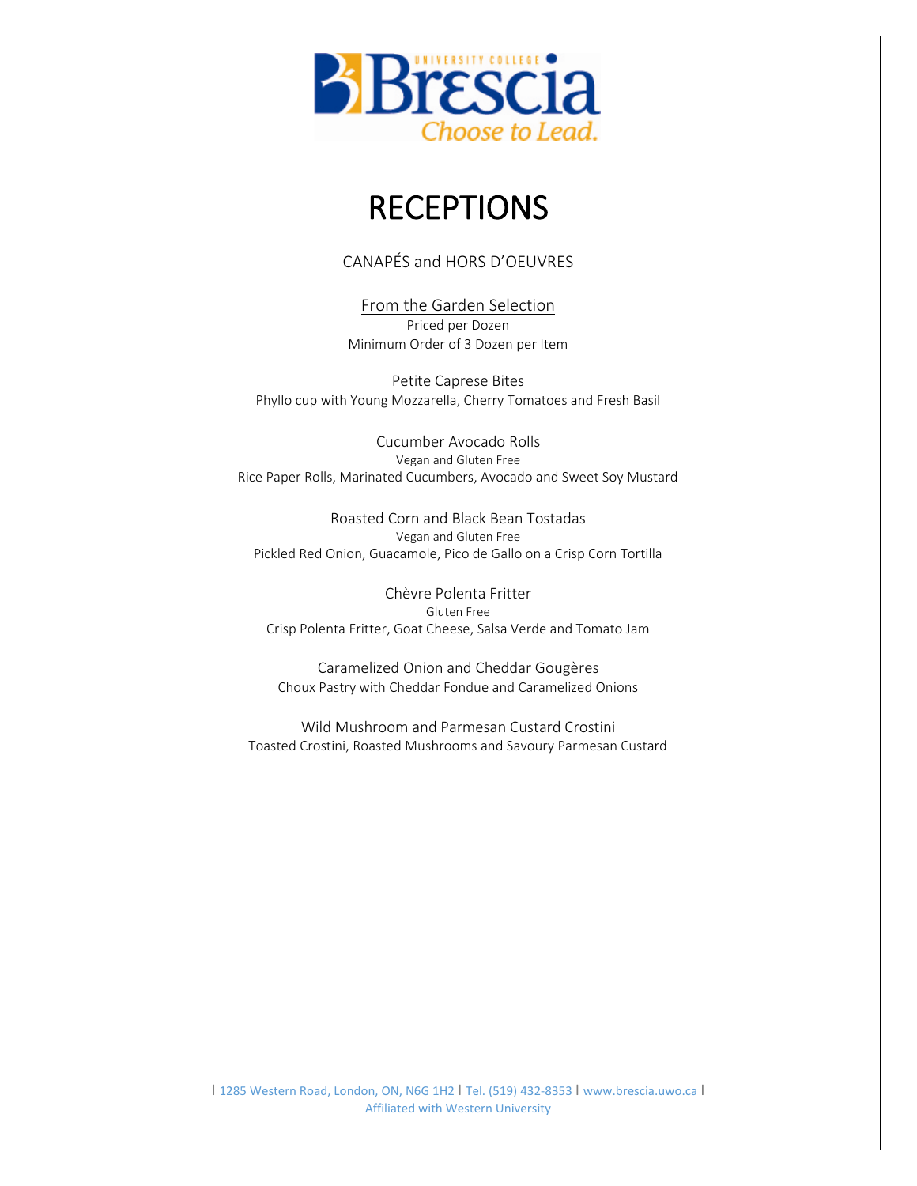# RECEPTIONS

## CANAPÉS and HORS D'OEUVRES

### From the Garden Selection

Priced per Dozen
Minimum Order of 3 Dozen per Item

**Petite Caprese Bites**
Phyllo cup with Young Mozzarella, Cherry Tomatoes and Fresh Basil

**Cucumber Avocado Rolls**
Vegan and Gluten Free
Rice Paper Rolls, Marinated Cucumbers, Avocado and Sweet Soy Mustard

**Roasted Corn and Black Bean Tostadas**
Vegan and Gluten Free
Pickled Red Onion, Guacamole, Pico de Gallo on a Crisp Corn Tortilla

**Chèvre Polenta Fritter**
Gluten Free
Crisp Polenta Fritter, Goat Cheese, Salsa Verde and Tomato Jam

**Caramelized Onion and Cheddar Gougères**
Choux Pastry with Cheddar Fondue and Caramelized Onions

**Wild Mushroom and Parmesan Custard Crostini**
Toasted Crostini, Roasted Mushrooms and Savoury Parmesan Custard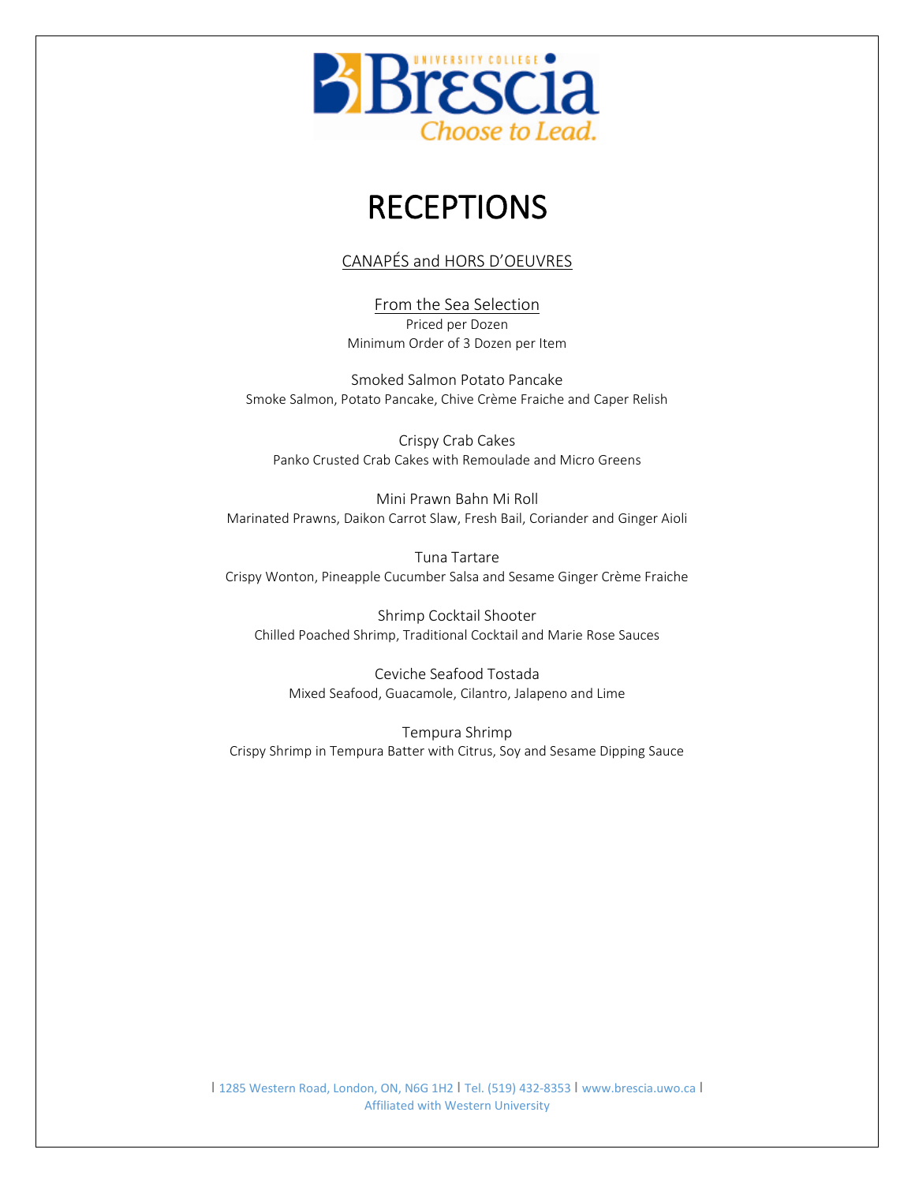# RECEPTIONS

## CANAPÉS and HORS D'OEUVRES

### From the Sea Selection

Priced per Dozen
Minimum Order of 3 Dozen per Item

Smoked Salmon Potato Pancake
Smoke Salmon, Potato Pancake, Chive Crème Fraiche and Caper Relish

Crispy Crab Cakes
Panko Crusted Crab Cakes with Remoulade and Micro Greens

Mini Prawn Bahn Mi Roll
Marinated Prawns, Daikon Carrot Slaw, Fresh Bail, Coriander and Ginger Aioli

Tuna Tartare
Crispy Wonton, Pineapple Cucumber Salsa and Sesame Ginger Crème Fraiche

Shrimp Cocktail Shooter
Chilled Poached Shrimp, Traditional Cocktail and Marie Rose Sauces

Ceviche Seafood Tostada
Mixed Seafood, Guacamole, Cilantro, Jalapeno and Lime

Tempura Shrimp
Crispy Shrimp in Tempura Batter with Citrus, Soy and Sesame Dipping Sauce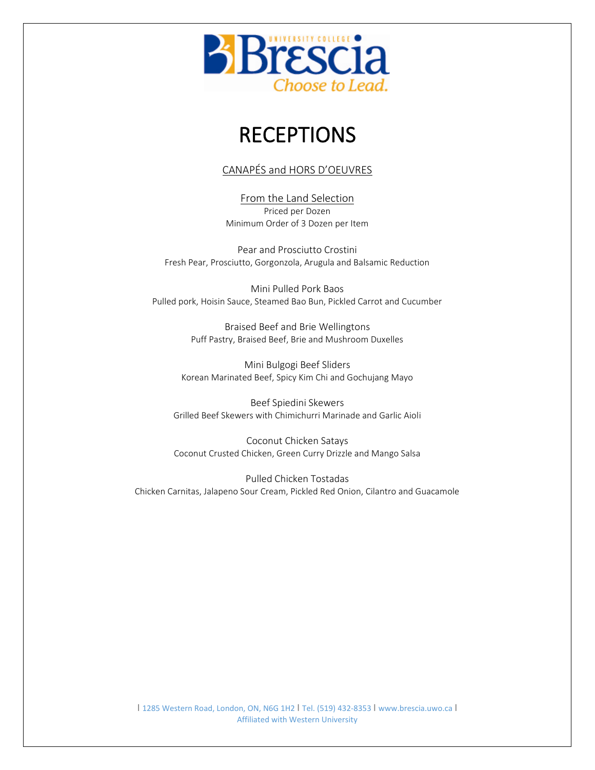# RECEPTIONS

## CANAPÉS and HORS D'OEUVRES

### From the Land Selection

Priced per Dozen
Minimum Order of 3 Dozen per Item

**Pear and Prosciutto Crostini**
Fresh Pear, Prosciutto, Gorgonzola, Arugula and Balsamic Reduction

**Mini Pulled Pork Baos**
Pulled pork, Hoisin Sauce, Steamed Bao Bun, Pickled Carrot and Cucumber

**Braised Beef and Brie Wellingtons**
Puff Pastry, Braised Beef, Brie and Mushroom Duxelles

**Mini Bulgogi Beef Sliders**
Korean Marinated Beef, Spicy Kim Chi and Gochujang Mayo

**Beef Spiedini Skewers**
Grilled Beef Skewers with Chimichurri Marinade and Garlic Aioli

**Coconut Chicken Satays**
Coconut Crusted Chicken, Green Curry Drizzle and Mango Salsa

**Pulled Chicken Tostadas**
Chicken Carnitas, Jalapeno Sour Cream, Pickled Red Onion, Cilantro and Guacamole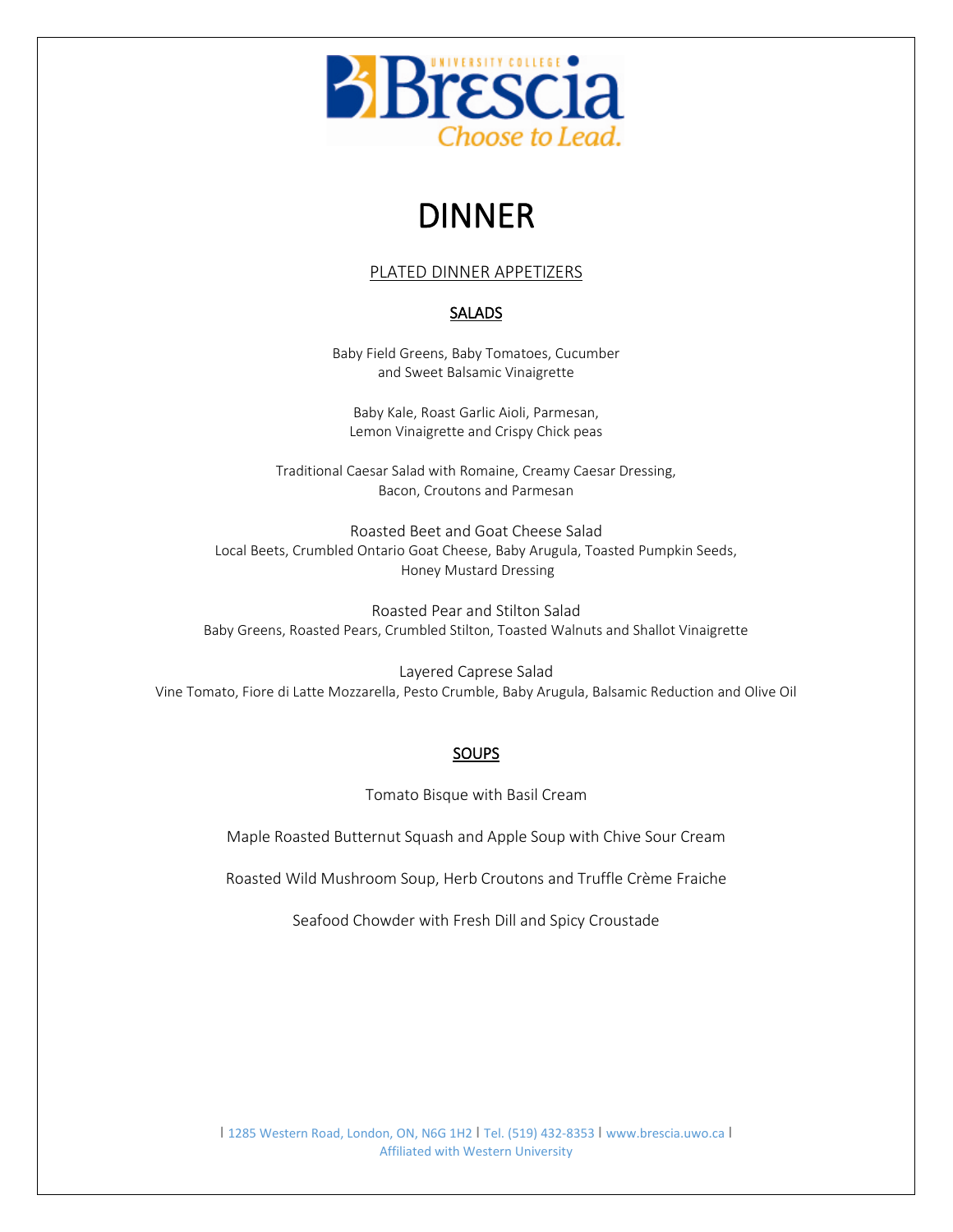# DINNER

## PLATED DINNER APPETIZERS

### SALADS

Baby Field Greens, Baby Tomatoes, Cucumber
and Sweet Balsamic Vinaigrette

Baby Kale, Roast Garlic Aioli, Parmesan,
Lemon Vinaigrette and Crispy Chick peas

Traditional Caesar Salad with Romaine, Creamy Caesar Dressing,
Bacon, Croutons and Parmesan

Roasted Beet and Goat Cheese Salad
Local Beets, Crumbled Ontario Goat Cheese, Baby Arugula, Toasted Pumpkin Seeds,
Honey Mustard Dressing

Roasted Pear and Stilton Salad
Baby Greens, Roasted Pears, Crumbled Stilton, Toasted Walnuts and Shallot Vinaigrette

Layered Caprese Salad
Vine Tomato, Fiore di Latte Mozzarella, Pesto Crumble, Baby Arugula, Balsamic Reduction and Olive Oil

### SOUPS

Tomato Bisque with Basil Cream

Maple Roasted Butternut Squash and Apple Soup with Chive Sour Cream

Roasted Wild Mushroom Soup, Herb Croutons and Truffle Crème Fraiche

Seafood Chowder with Fresh Dill and Spicy Croustade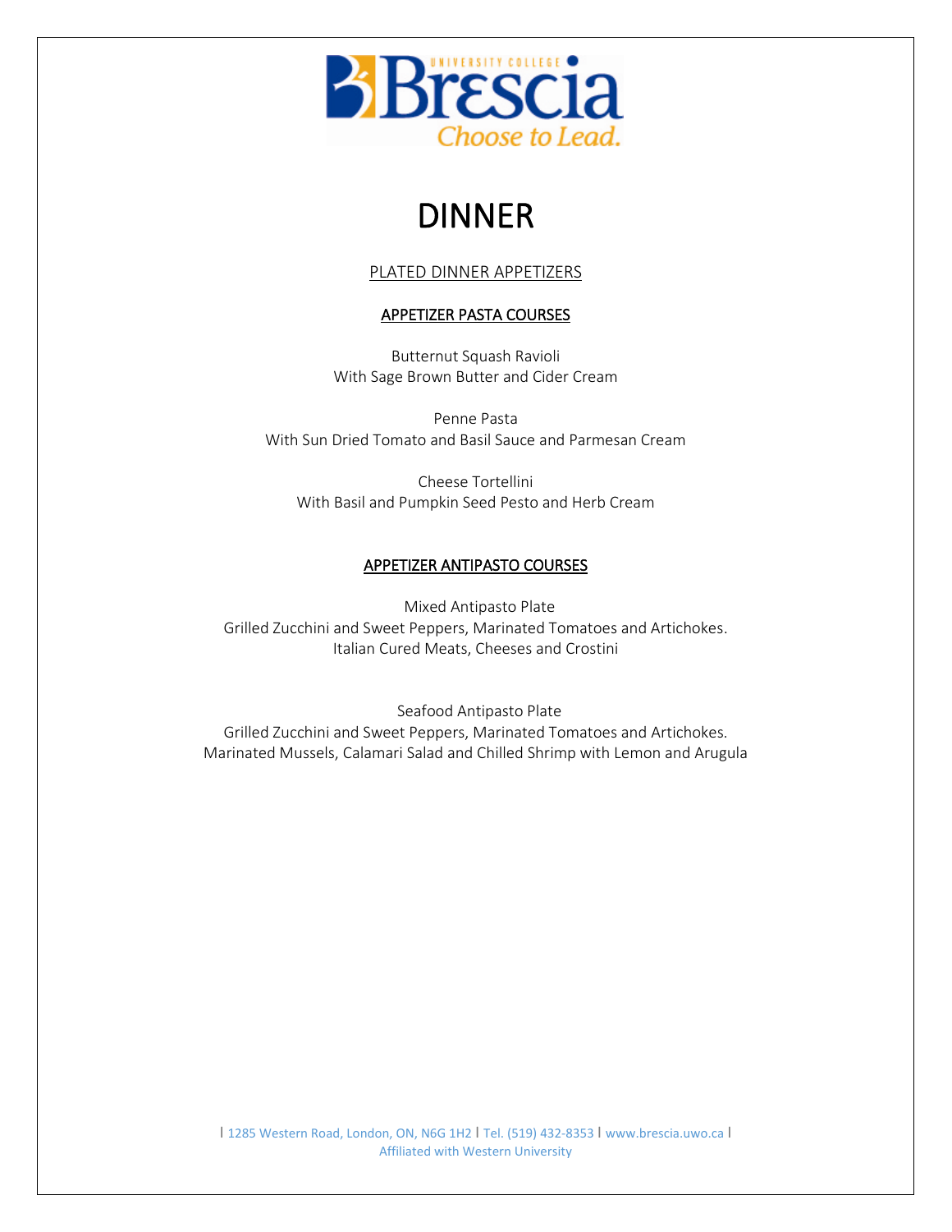# DINNER

## PLATED DINNER APPETIZERS

### APPETIZER PASTA COURSES

Butternut Squash Ravioli
With Sage Brown Butter and Cider Cream

Penne Pasta
With Sun Dried Tomato and Basil Sauce and Parmesan Cream

Cheese Tortellini
With Basil and Pumpkin Seed Pesto and Herb Cream

### APPETIZER ANTIPASTO COURSES

Mixed Antipasto Plate
Grilled Zucchini and Sweet Peppers, Marinated Tomatoes and Artichokes.
Italian Cured Meats, Cheeses and Crostini

Seafood Antipasto Plate
Grilled Zucchini and Sweet Peppers, Marinated Tomatoes and Artichokes.
Marinated Mussels, Calamari Salad and Chilled Shrimp with Lemon and Arugula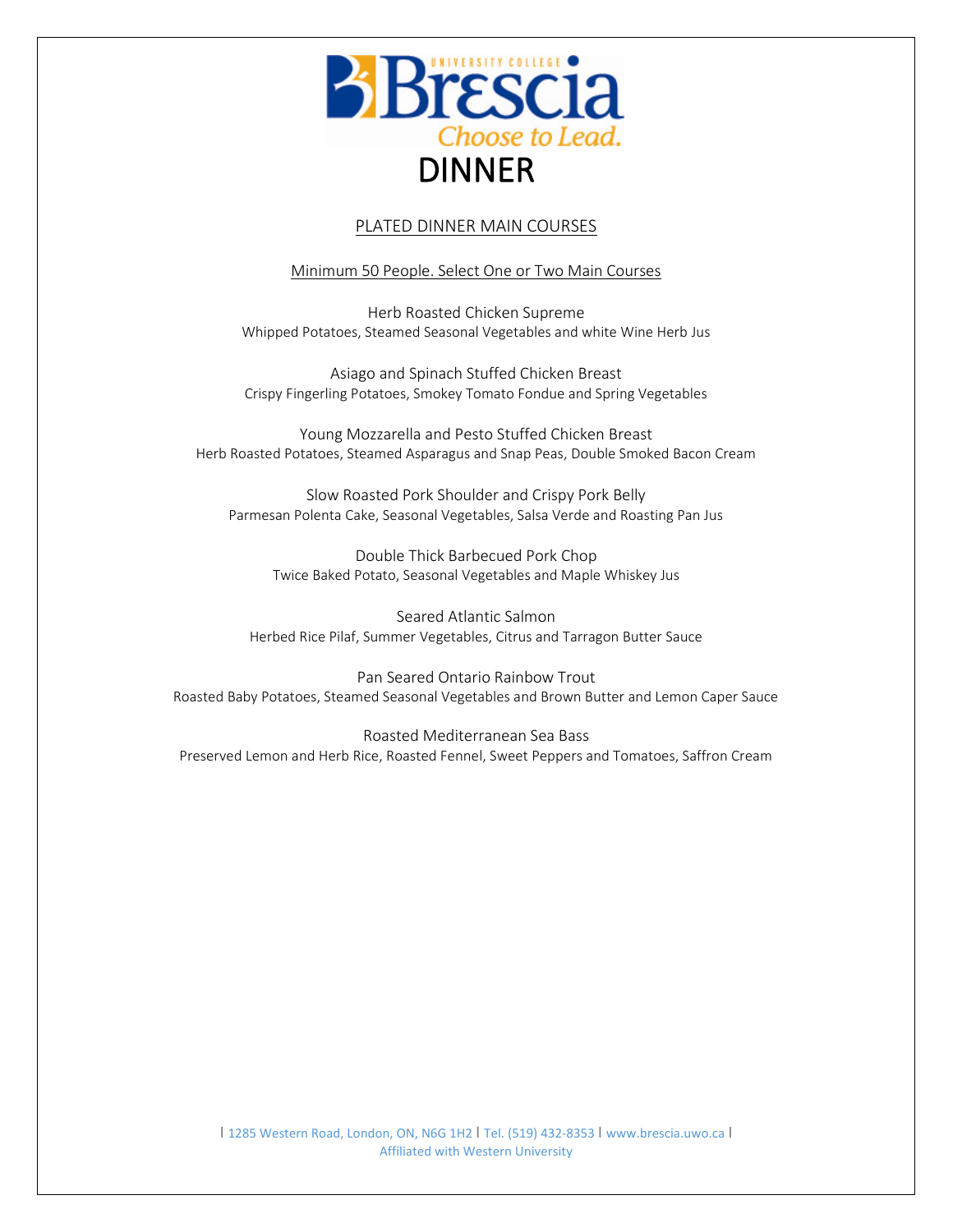# DINNER

## PLATED DINNER MAIN COURSES

Minimum 50 People. Select One or Two Main Courses

Herb Roasted Chicken Supreme
Whipped Potatoes, Steamed Seasonal Vegetables and white Wine Herb Jus

Asiago and Spinach Stuffed Chicken Breast
Crispy Fingerling Potatoes, Smokey Tomato Fondue and Spring Vegetables

Young Mozzarella and Pesto Stuffed Chicken Breast
Herb Roasted Potatoes, Steamed Asparagus and Snap Peas, Double Smoked Bacon Cream

Slow Roasted Pork Shoulder and Crispy Pork Belly
Parmesan Polenta Cake, Seasonal Vegetables, Salsa Verde and Roasting Pan Jus

Double Thick Barbecued Pork Chop
Twice Baked Potato, Seasonal Vegetables and Maple Whiskey Jus

Seared Atlantic Salmon
Herbed Rice Pilaf, Summer Vegetables, Citrus and Tarragon Butter Sauce

Pan Seared Ontario Rainbow Trout
Roasted Baby Potatoes, Steamed Seasonal Vegetables and Brown Butter and Lemon Caper Sauce

Roasted Mediterranean Sea Bass
Preserved Lemon and Herb Rice, Roasted Fennel, Sweet Peppers and Tomatoes, Saffron Cream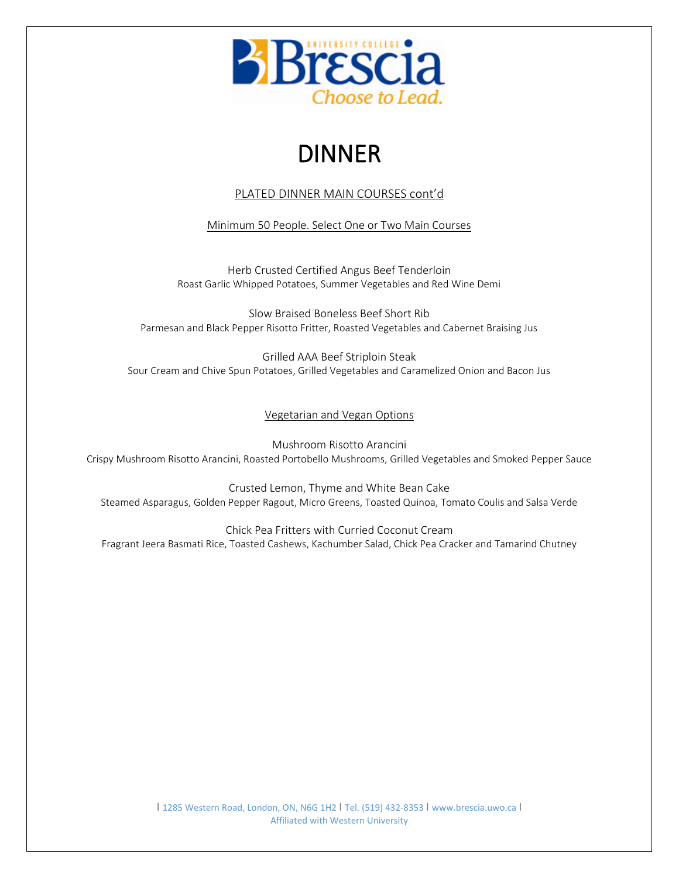# DINNER

## PLATED DINNER MAIN COURSES cont'd

Minimum 50 People. Select One or Two Main Courses

Herb Crusted Certified Angus Beef Tenderloin
Roast Garlic Whipped Potatoes, Summer Vegetables and Red Wine Demi

Slow Braised Boneless Beef Short Rib
Parmesan and Black Pepper Risotto Fritter, Roasted Vegetables and Cabernet Braising Jus

Grilled AAA Beef Striploin Steak
Sour Cream and Chive Spun Potatoes, Grilled Vegetables and Caramelized Onion and Bacon Jus

## Vegetarian and Vegan Options

Mushroom Risotto Arancini
Crispy Mushroom Risotto Arancini, Roasted Portobello Mushrooms, Grilled Vegetables and Smoked Pepper Sauce

Crusted Lemon, Thyme and White Bean Cake
Steamed Asparagus, Golden Pepper Ragout, Micro Greens, Toasted Quinoa, Tomato Coulis and Salsa Verde

Chick Pea Fritters with Curried Coconut Cream
Fragrant Jeera Basmati Rice, Toasted Cashews, Kachumber Salad, Chick Pea Cracker and Tamarind Chutney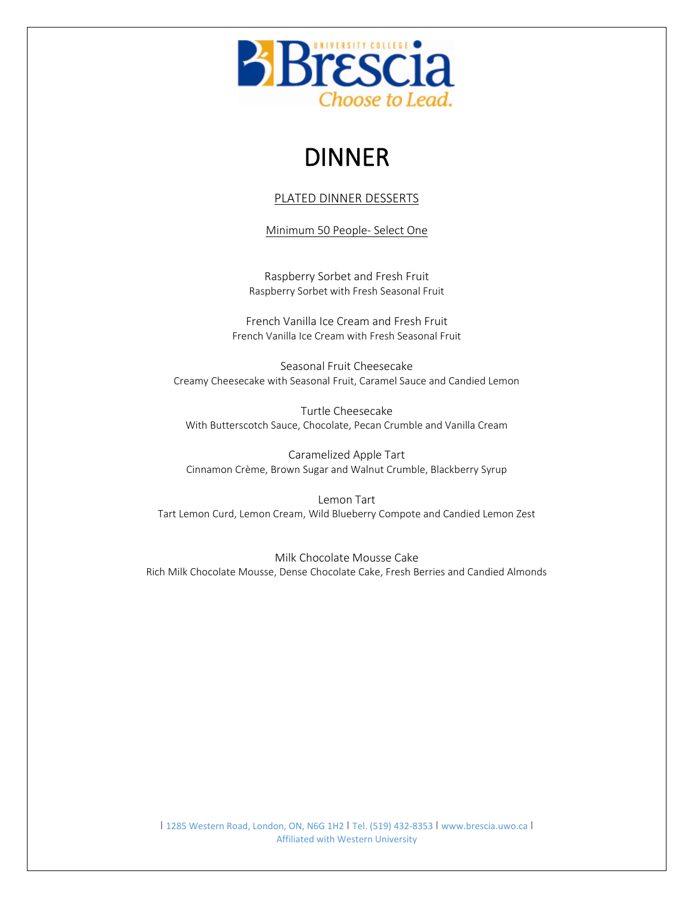# DINNER

## PLATED DINNER DESSERTS

Minimum 50 People- Select One

Raspberry Sorbet and Fresh Fruit
Raspberry Sorbet with Fresh Seasonal Fruit

French Vanilla Ice Cream and Fresh Fruit
French Vanilla Ice Cream with Fresh Seasonal Fruit

Seasonal Fruit Cheesecake
Creamy Cheesecake with Seasonal Fruit, Caramel Sauce and Candied Lemon

Turtle Cheesecake
With Butterscotch Sauce, Chocolate, Pecan Crumble and Vanilla Cream

Caramelized Apple Tart
Cinnamon Crème, Brown Sugar and Walnut Crumble, Blackberry Syrup

Lemon Tart
Tart Lemon Curd, Lemon Cream, Wild Blueberry Compote and Candied Lemon Zest

Milk Chocolate Mousse Cake
Rich Milk Chocolate Mousse, Dense Chocolate Cake, Fresh Berries and Candied Almonds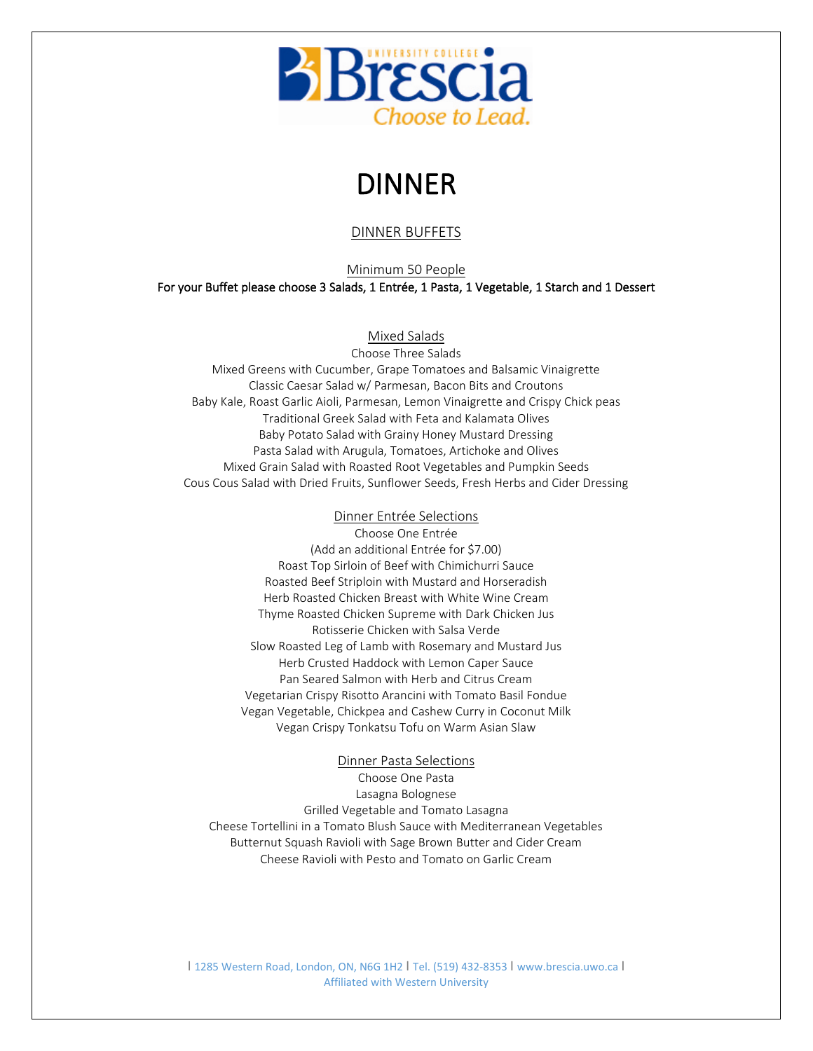# DINNER

## DINNER BUFFETS

Minimum 50 People

**For your Buffet please choose 3 Salads, 1 Entrée, 1 Pasta, 1 Vegetable, 1 Starch and 1 Dessert**

### Mixed Salads

Choose Three Salads

Mixed Greens with Cucumber, Grape Tomatoes and Balsamic Vinaigrette

Classic Caesar Salad w/ Parmesan, Bacon Bits and Croutons

Baby Kale, Roast Garlic Aioli, Parmesan, Lemon Vinaigrette and Crispy Chick peas

Traditional Greek Salad with Feta and Kalamata Olives

Baby Potato Salad with Grainy Honey Mustard Dressing

Pasta Salad with Arugula, Tomatoes, Artichoke and Olives

Mixed Grain Salad with Roasted Root Vegetables and Pumpkin Seeds

Cous Cous Salad with Dried Fruits, Sunflower Seeds, Fresh Herbs and Cider Dressing

### Dinner Entrée Selections

Choose One Entrée

(Add an additional Entrée for $7.00)

Roast Top Sirloin of Beef with Chimichurri Sauce

Roasted Beef Striploin with Mustard and Horseradish

Herb Roasted Chicken Breast with White Wine Cream

Thyme Roasted Chicken Supreme with Dark Chicken Jus

Rotisserie Chicken with Salsa Verde

Slow Roasted Leg of Lamb with Rosemary and Mustard Jus

Herb Crusted Haddock with Lemon Caper Sauce

Pan Seared Salmon with Herb and Citrus Cream

Vegetarian Crispy Risotto Arancini with Tomato Basil Fondue

Vegan Vegetable, Chickpea and Cashew Curry in Coconut Milk

Vegan Crispy Tonkatsu Tofu on Warm Asian Slaw

### Dinner Pasta Selections

Choose One Pasta

Lasagna Bolognese

Grilled Vegetable and Tomato Lasagna

Cheese Tortellini in a Tomato Blush Sauce with Mediterranean Vegetables

Butternut Squash Ravioli with Sage Brown Butter and Cider Cream

Cheese Ravioli with Pesto and Tomato on Garlic Cream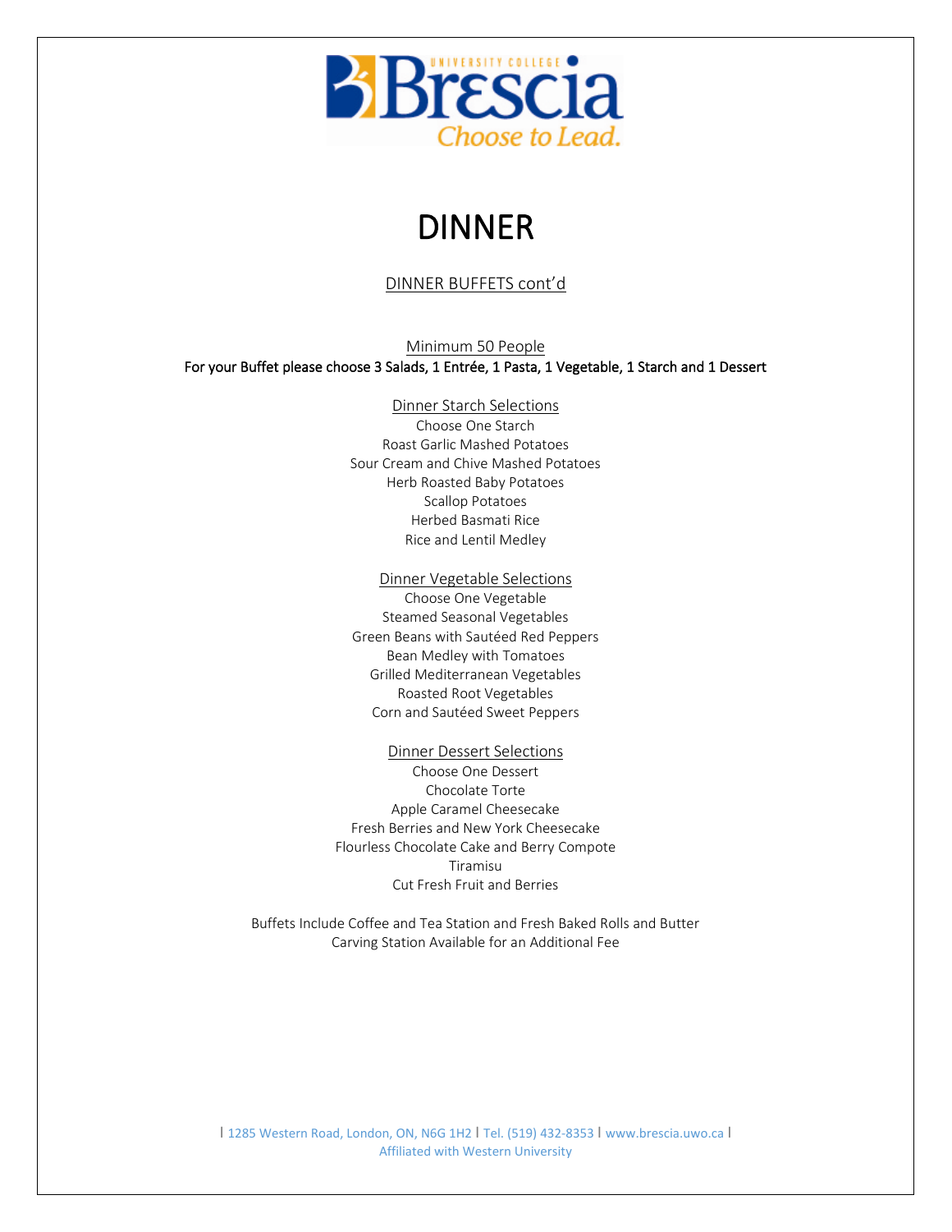# DINNER

## DINNER BUFFETS cont'd

Minimum 50 People

**For your Buffet please choose 3 Salads, 1 Entrée, 1 Pasta, 1 Vegetable, 1 Starch and 1 Dessert**

### Dinner Starch Selections

Choose One Starch

Roast Garlic Mashed Potatoes

Sour Cream and Chive Mashed Potatoes

Herb Roasted Baby Potatoes

Scallop Potatoes

Herbed Basmati Rice

Rice and Lentil Medley

### Dinner Vegetable Selections

Choose One Vegetable

Steamed Seasonal Vegetables

Green Beans with Sautéed Red Peppers

Bean Medley with Tomatoes

Grilled Mediterranean Vegetables

Roasted Root Vegetables

Corn and Sautéed Sweet Peppers

### Dinner Dessert Selections

Choose One Dessert

Chocolate Torte

Apple Caramel Cheesecake

Fresh Berries and New York Cheesecake

Flourless Chocolate Cake and Berry Compote

Tiramisu

Cut Fresh Fruit and Berries

Buffets Include Coffee and Tea Station and Fresh Baked Rolls and Butter

Carving Station Available for an Additional Fee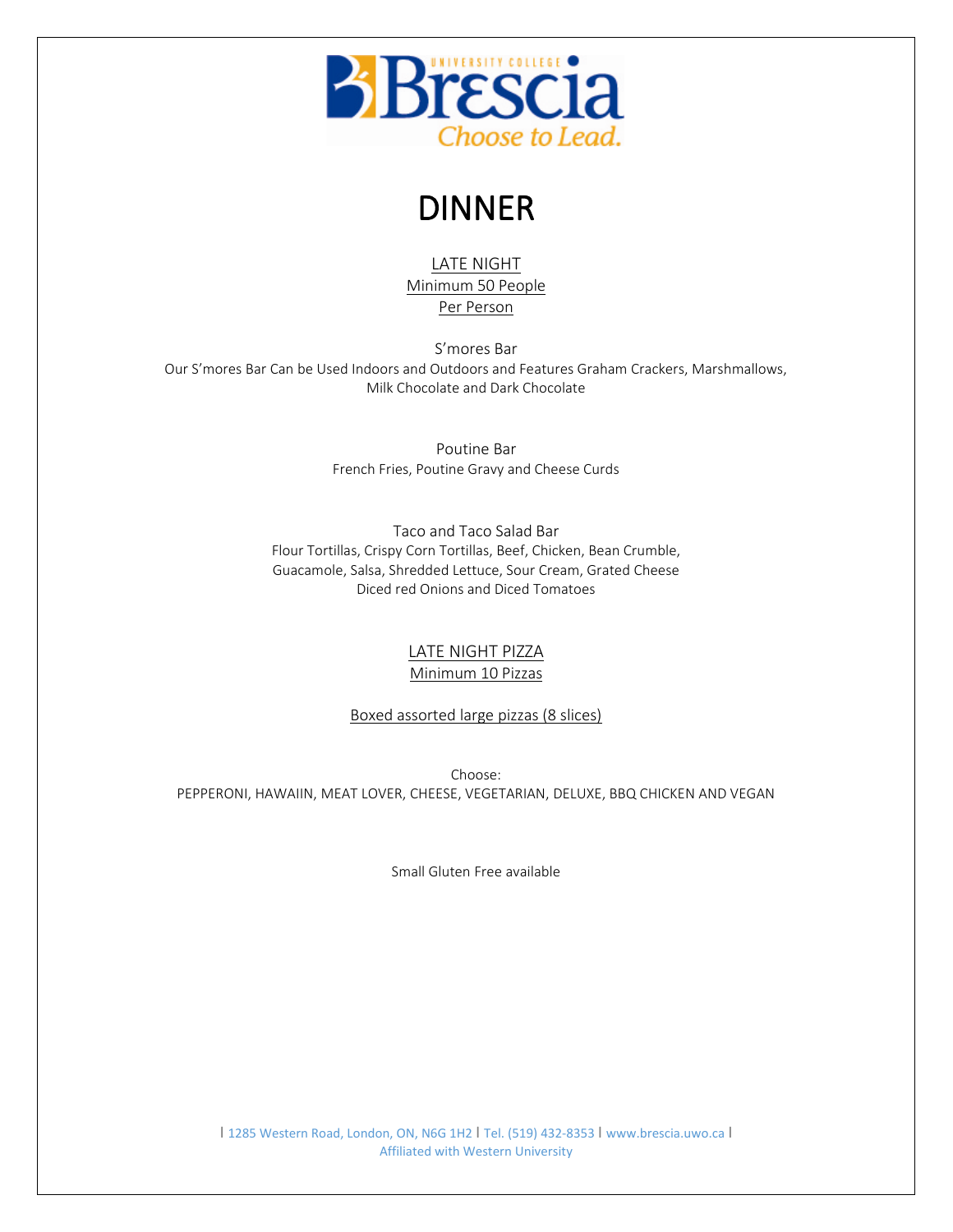# DINNER

LATE NIGHT
Minimum 50 People
Per Person

S'mores Bar
Our S'mores Bar Can be Used Indoors and Outdoors and Features Graham Crackers, Marshmallows, Milk Chocolate and Dark Chocolate

Poutine Bar
French Fries, Poutine Gravy and Cheese Curds

Taco and Taco Salad Bar
Flour Tortillas, Crispy Corn Tortillas, Beef, Chicken, Bean Crumble, Guacamole, Salsa, Shredded Lettuce, Sour Cream, Grated Cheese Diced red Onions and Diced Tomatoes

LATE NIGHT PIZZA
Minimum 10 Pizzas

Boxed assorted large pizzas (8 slices)

Choose:
PEPPERONI, HAWAIIN, MEAT LOVER, CHEESE, VEGETARIAN, DELUXE, BBQ CHICKEN AND VEGAN

Small Gluten Free available

l 1285 Western Road, London, ON, N6G 1H2 l Tel. (519) 432-8353 l www.brescia.uwo.ca l
Affiliated with Western University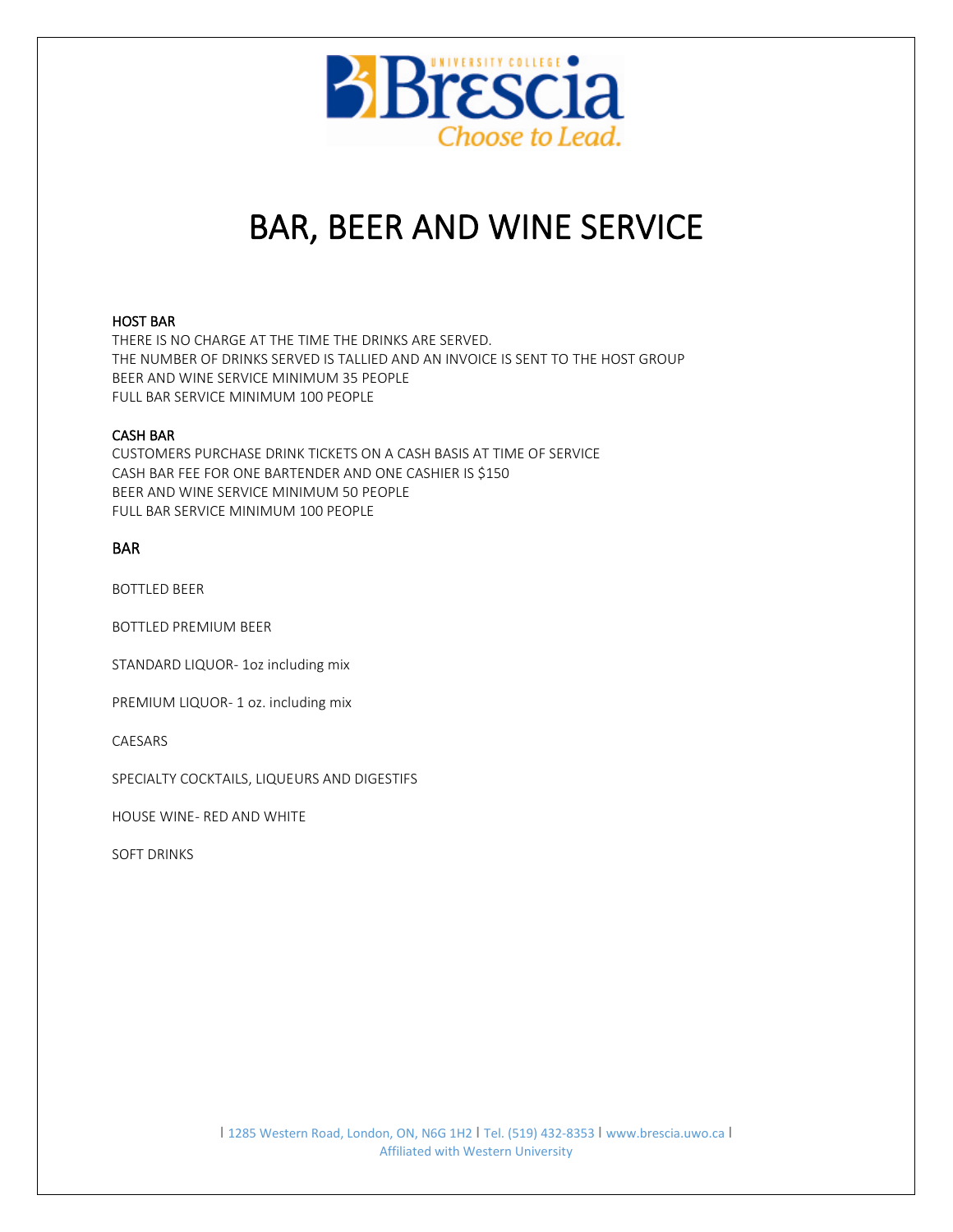# BAR, BEER AND WINE SERVICE

### HOST BAR

THERE IS NO CHARGE AT THE TIME THE DRINKS ARE SERVED.
THE NUMBER OF DRINKS SERVED IS TALLIED AND AN INVOICE IS SENT TO THE HOST GROUP
BEER AND WINE SERVICE MINIMUM 35 PEOPLE
FULL BAR SERVICE MINIMUM 100 PEOPLE

### CASH BAR

CUSTOMERS PURCHASE DRINK TICKETS ON A CASH BASIS AT TIME OF SERVICE
CASH BAR FEE FOR ONE BARTENDER AND ONE CASHIER IS $150
BEER AND WINE SERVICE MINIMUM 50 PEOPLE
FULL BAR SERVICE MINIMUM 100 PEOPLE

## BAR

BOTTLED BEER

BOTTLED PREMIUM BEER

STANDARD LIQUOR- 1oz including mix

PREMIUM LIQUOR- 1 oz. including mix

CAESARS

SPECIALTY COCKTAILS, LIQUEURS AND DIGESTIFS

HOUSE WINE- RED AND WHITE

SOFT DRINKS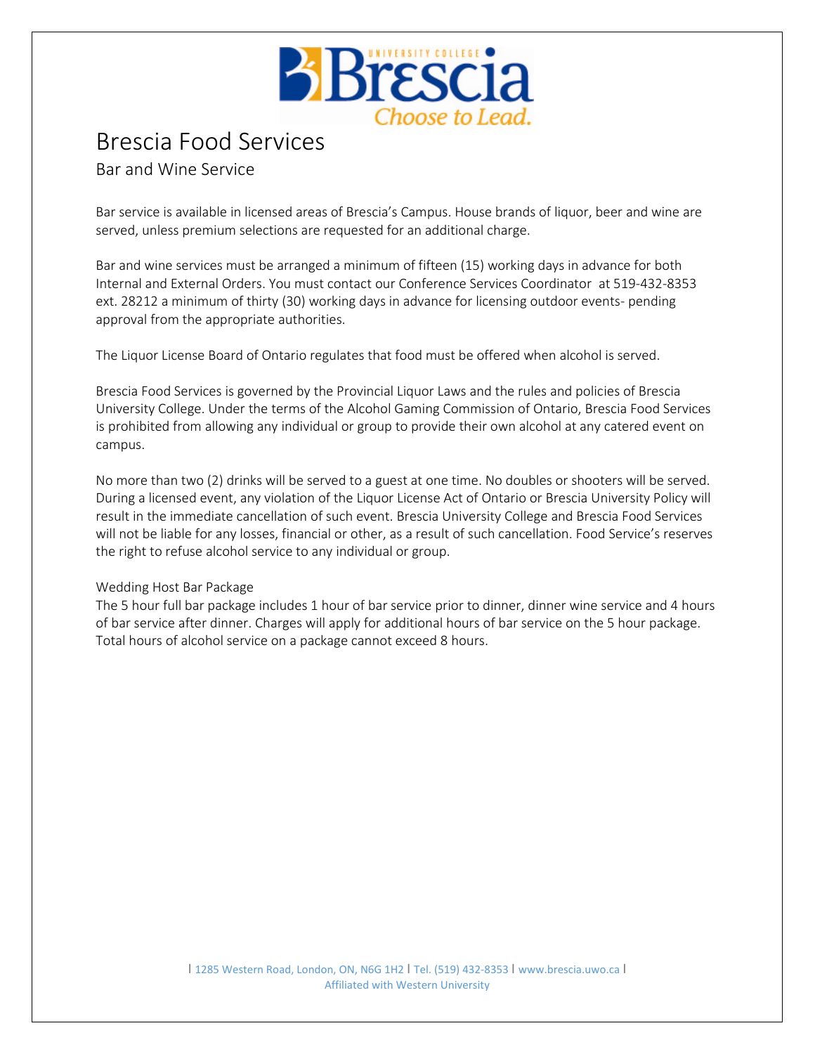# Brescia Food Services

## Bar and Wine Service

Bar service is available in licensed areas of Brescia's Campus. House brands of liquor, beer and wine are served, unless premium selections are requested for an additional charge.

Bar and wine services must be arranged a minimum of fifteen (15) working days in advance for both Internal and External Orders. You must contact our Conference Services Coordinator at 519-432-8353 ext. 28212 a minimum of thirty (30) working days in advance for licensing outdoor events- pending approval from the appropriate authorities.

The Liquor License Board of Ontario regulates that food must be offered when alcohol is served.

Brescia Food Services is governed by the Provincial Liquor Laws and the rules and policies of Brescia University College. Under the terms of the Alcohol Gaming Commission of Ontario, Brescia Food Services is prohibited from allowing any individual or group to provide their own alcohol at any catered event on campus.

No more than two (2) drinks will be served to a guest at one time. No doubles or shooters will be served. During a licensed event, any violation of the Liquor License Act of Ontario or Brescia University Policy will result in the immediate cancellation of such event. Brescia University College and Brescia Food Services will not be liable for any losses, financial or other, as a result of such cancellation. Food Service's reserves the right to refuse alcohol service to any individual or group.

Wedding Host Bar Package

The 5 hour full bar package includes 1 hour of bar service prior to dinner, dinner wine service and 4 hours of bar service after dinner. Charges will apply for additional hours of bar service on the 5 hour package. Total hours of alcohol service on a package cannot exceed 8 hours.